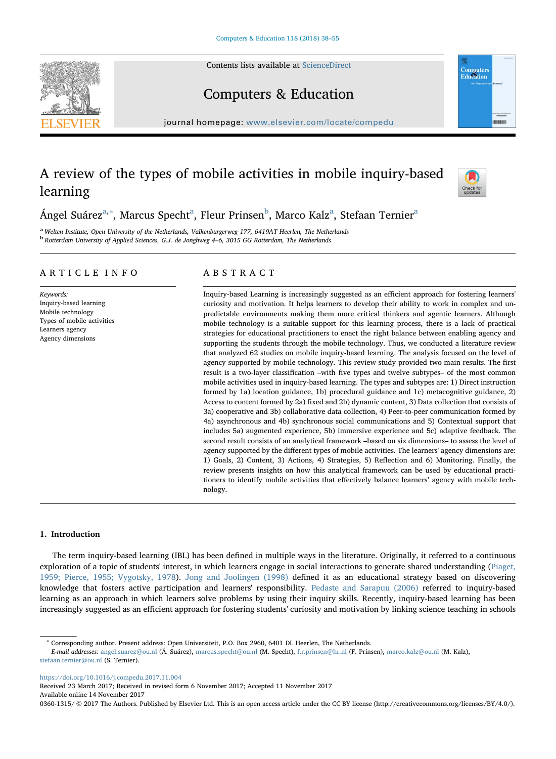# A review of the types of mobile activities in mobile inquiry-based learning

Ángel Suárez[a,*], Marcus Specht[a], Fleur Prinsen[b], Marco Kalz[a], Stefaan Ternier[a]

[a] Welten Institute, Open University of the Netherlands, Valkenburgerweg 177, 6419AT Heerlen, The Netherlands
[b] Rotterdam University of Applied Sciences, G.J. de Jonghweg 4–6, 3015 GG Rotterdam, The Netherlands

## ARTICLE INFO

*Keywords:*
Inquiry-based learning
Mobile technology
Types of mobile activities
Learners agency
Agency dimensions

## ABSTRACT

Inquiry-based Learning is increasingly suggested as an efficient approach for fostering learners' curiosity and motivation. It helps learners to develop their ability to work in complex and unpredictable environments making them more critical thinkers and agentic learners. Although mobile technology is a suitable support for this learning process, there is a lack of practical strategies for educational practitioners to enact the right balance between enabling agency and supporting the students through the mobile technology. Thus, we conducted a literature review that analyzed 62 studies on mobile inquiry-based learning. The analysis focused on the level of agency supported by mobile technology. This review study provided two main results. The first result is a two-layer classification –with five types and twelve subtypes– of the most common mobile activities used in inquiry-based learning. The types and subtypes are: 1) Direct instruction formed by 1a) location guidance, 1b) procedural guidance and 1c) metacognitive guidance, 2) Access to content formed by 2a) fixed and 2b) dynamic content, 3) Data collection that consists of 3a) cooperative and 3b) collaborative data collection, 4) Peer-to-peer communication formed by 4a) asynchronous and 4b) synchronous social communications and 5) Contextual support that includes 5a) augmented experience, 5b) immersive experience and 5c) adaptive feedback. The second result consists of an analytical framework –based on six dimensions– to assess the level of agency supported by the different types of mobile activities. The learners' agency dimensions are: 1) Goals, 2) Content, 3) Actions, 4) Strategies, 5) Reflection and 6) Monitoring. Finally, the review presents insights on how this analytical framework can be used by educational practitioners to identify mobile activities that effectively balance learners' agency with mobile technology.

## 1. Introduction

The term inquiry-based learning (IBL) has been defined in multiple ways in the literature. Originally, it referred to a continuous exploration of a topic of students' interest, in which learners engage in social interactions to generate shared understanding (Piaget, 1959; Pierce, 1955; Vygotsky, 1978). Jong and Joolingen (1998) defined it as an educational strategy based on discovering knowledge that fosters active participation and learners' responsibility. Pedaste and Sarapuu (2006) referred to inquiry-based learning as an approach in which learners solve problems by using their inquiry skills. Recently, inquiry-based learning has been increasingly suggested as an efficient approach for fostering students' curiosity and motivation by linking science teaching in schools

---

* Corresponding author. Present address: Open Universiteit, P.O. Box 2960, 6401 DL Heerlen, The Netherlands.
*E-mail addresses:* angel.suarez@ou.nl (Á. Suárez), marcus.specht@ou.nl (M. Specht), f.r.prinsen@hr.nl (F. Prinsen), marco.kalz@ou.nl (M. Kalz), stefaan.ternier@ou.nl (S. Ternier).

https://doi.org/10.1016/j.compedu.2017.11.004
Received 23 March 2017; Received in revised form 6 November 2017; Accepted 11 November 2017
Available online 14 November 2017
0360-1315/ © 2017 The Authors. Published by Elsevier Ltd. This is an open access article under the CC BY license (http://creativecommons.org/licenses/BY/4.0/).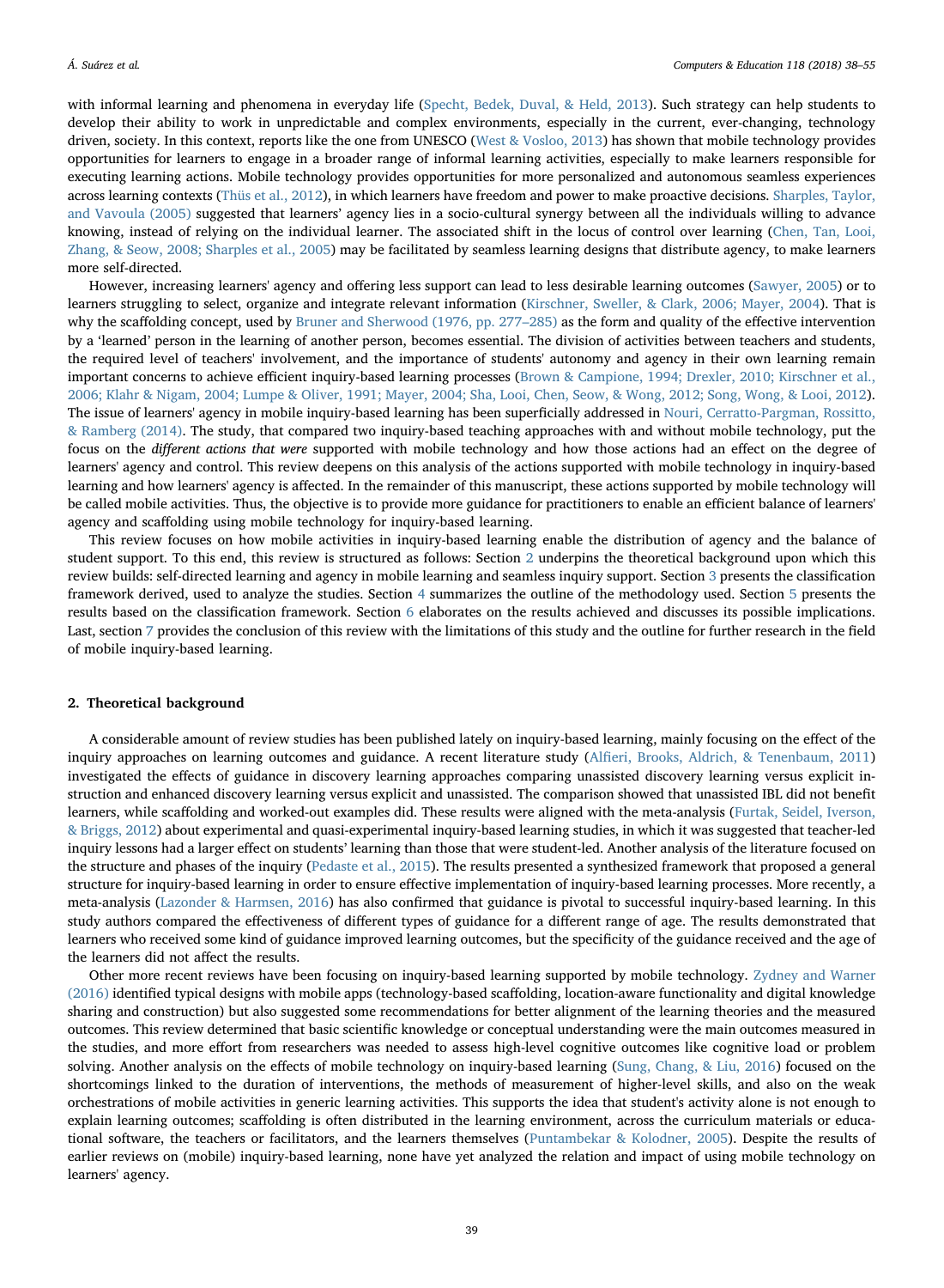with informal learning and phenomena in everyday life (Specht, Bedek, Duval, & Held, 2013). Such strategy can help students to develop their ability to work in unpredictable and complex environments, especially in the current, ever-changing, technology driven, society. In this context, reports like the one from UNESCO (West & Vosloo, 2013) has shown that mobile technology provides opportunities for learners to engage in a broader range of informal learning activities, especially to make learners responsible for executing learning actions. Mobile technology provides opportunities for more personalized and autonomous seamless experiences across learning contexts (Thüs et al., 2012), in which learners have freedom and power to make proactive decisions. Sharples, Taylor, and Vavoula (2005) suggested that learners' agency lies in a socio-cultural synergy between all the individuals willing to advance knowing, instead of relying on the individual learner. The associated shift in the locus of control over learning (Chen, Tan, Looi, Zhang, & Seow, 2008; Sharples et al., 2005) may be facilitated by seamless learning designs that distribute agency, to make learners more self-directed.

However, increasing learners' agency and offering less support can lead to less desirable learning outcomes (Sawyer, 2005) or to learners struggling to select, organize and integrate relevant information (Kirschner, Sweller, & Clark, 2006; Mayer, 2004). That is why the scaffolding concept, used by Bruner and Sherwood (1976, pp. 277–285) as the form and quality of the effective intervention by a 'learned' person in the learning of another person, becomes essential. The division of activities between teachers and students, the required level of teachers' involvement, and the importance of students' autonomy and agency in their own learning remain important concerns to achieve efficient inquiry-based learning processes (Brown & Campione, 1994; Drexler, 2010; Kirschner et al., 2006; Klahr & Nigam, 2004; Lumpe & Oliver, 1991; Mayer, 2004; Sha, Looi, Chen, Seow, & Wong, 2012; Song, Wong, & Looi, 2012). The issue of learners' agency in mobile inquiry-based learning has been superficially addressed in Nouri, Cerratto-Pargman, Rossitto, & Ramberg (2014). The study, that compared two inquiry-based teaching approaches with and without mobile technology, put the focus on the *different actions that were* supported with mobile technology and how those actions had an effect on the degree of learners' agency and control. This review deepens on this analysis of the actions supported with mobile technology in inquiry-based learning and how learners' agency is affected. In the remainder of this manuscript, these actions supported by mobile technology will be called mobile activities. Thus, the objective is to provide more guidance for practitioners to enable an efficient balance of learners' agency and scaffolding using mobile technology for inquiry-based learning.

This review focuses on how mobile activities in inquiry-based learning enable the distribution of agency and the balance of student support. To this end, this review is structured as follows: Section 2 underpins the theoretical background upon which this review builds: self-directed learning and agency in mobile learning and seamless inquiry support. Section 3 presents the classification framework derived, used to analyze the studies. Section 4 summarizes the outline of the methodology used. Section 5 presents the results based on the classification framework. Section 6 elaborates on the results achieved and discusses its possible implications. Last, section 7 provides the conclusion of this review with the limitations of this study and the outline for further research in the field of mobile inquiry-based learning.

## 2. Theoretical background

A considerable amount of review studies has been published lately on inquiry-based learning, mainly focusing on the effect of the inquiry approaches on learning outcomes and guidance. A recent literature study (Alfieri, Brooks, Aldrich, & Tenenbaum, 2011) investigated the effects of guidance in discovery learning approaches comparing unassisted discovery learning versus explicit instruction and enhanced discovery learning versus explicit and unassisted. The comparison showed that unassisted IBL did not benefit learners, while scaffolding and worked-out examples did. These results were aligned with the meta-analysis (Furtak, Seidel, Iverson, & Briggs, 2012) about experimental and quasi-experimental inquiry-based learning studies, in which it was suggested that teacher-led inquiry lessons had a larger effect on students' learning than those that were student-led. Another analysis of the literature focused on the structure and phases of the inquiry (Pedaste et al., 2015). The results presented a synthesized framework that proposed a general structure for inquiry-based learning in order to ensure effective implementation of inquiry-based learning processes. More recently, a meta-analysis (Lazonder & Harmsen, 2016) has also confirmed that guidance is pivotal to successful inquiry-based learning. In this study authors compared the effectiveness of different types of guidance for a different range of age. The results demonstrated that learners who received some kind of guidance improved learning outcomes, but the specificity of the guidance received and the age of the learners did not affect the results.

Other more recent reviews have been focusing on inquiry-based learning supported by mobile technology. Zydney and Warner (2016) identified typical designs with mobile apps (technology-based scaffolding, location-aware functionality and digital knowledge sharing and construction) but also suggested some recommendations for better alignment of the learning theories and the measured outcomes. This review determined that basic scientific knowledge or conceptual understanding were the main outcomes measured in the studies, and more effort from researchers was needed to assess high-level cognitive outcomes like cognitive load or problem solving. Another analysis on the effects of mobile technology on inquiry-based learning (Sung, Chang, & Liu, 2016) focused on the shortcomings linked to the duration of interventions, the methods of measurement of higher-level skills, and also on the weak orchestrations of mobile activities in generic learning activities. This supports the idea that student's activity alone is not enough to explain learning outcomes; scaffolding is often distributed in the learning environment, across the curriculum materials or educational software, the teachers or facilitators, and the learners themselves (Puntambekar & Kolodner, 2005). Despite the results of earlier reviews on (mobile) inquiry-based learning, none have yet analyzed the relation and impact of using mobile technology on learners' agency.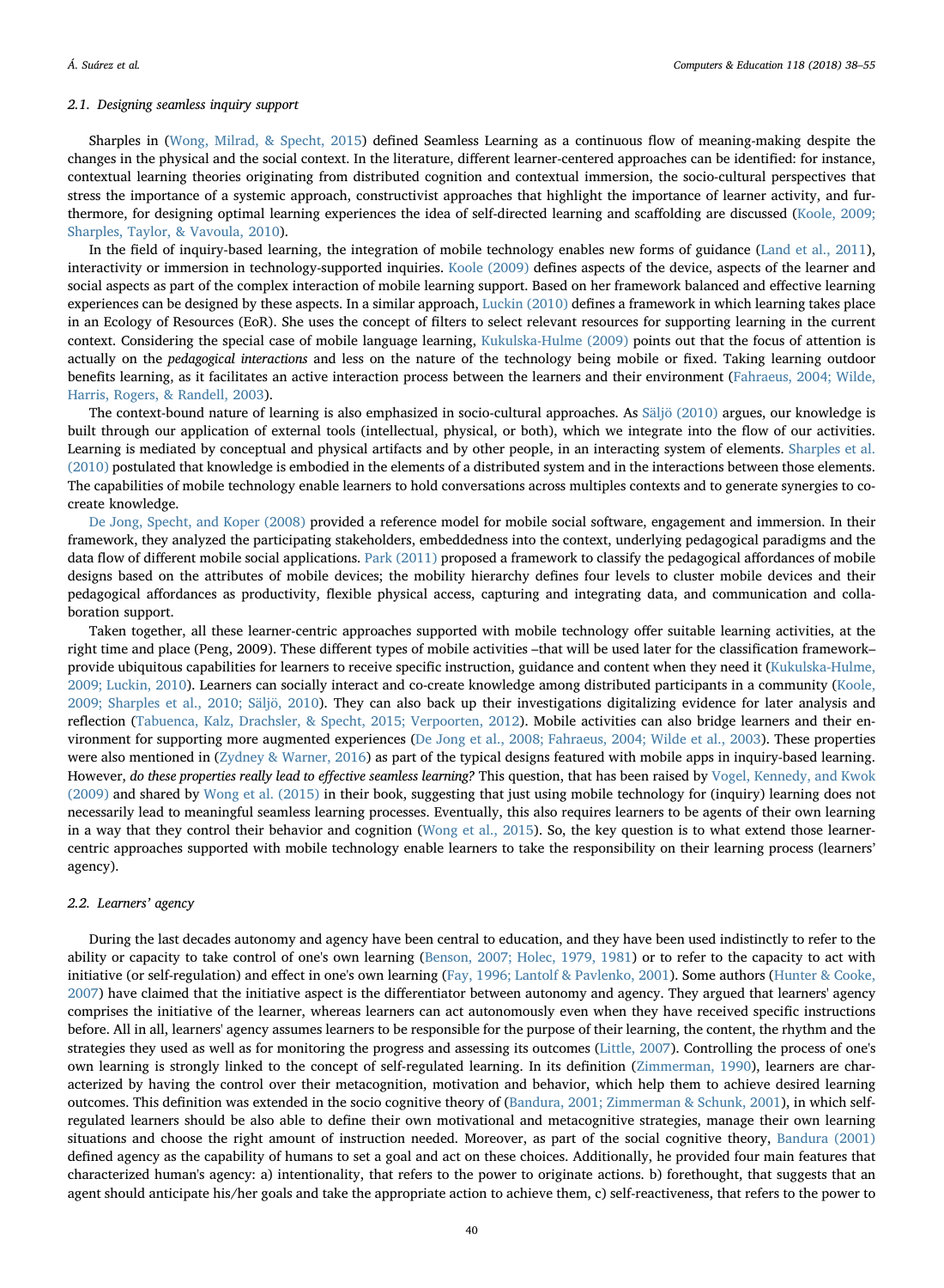### 2.1. Designing seamless inquiry support

Sharples in (Wong, Milrad, & Specht, 2015) defined Seamless Learning as a continuous flow of meaning-making despite the changes in the physical and the social context. In the literature, different learner-centered approaches can be identified: for instance, contextual learning theories originating from distributed cognition and contextual immersion, the socio-cultural perspectives that stress the importance of a systemic approach, constructivist approaches that highlight the importance of learner activity, and furthermore, for designing optimal learning experiences the idea of self-directed learning and scaffolding are discussed (Koole, 2009; Sharples, Taylor, & Vavoula, 2010).

In the field of inquiry-based learning, the integration of mobile technology enables new forms of guidance (Land et al., 2011), interactivity or immersion in technology-supported inquiries. Koole (2009) defines aspects of the device, aspects of the learner and social aspects as part of the complex interaction of mobile learning support. Based on her framework balanced and effective learning experiences can be designed by these aspects. In a similar approach, Luckin (2010) defines a framework in which learning takes place in an Ecology of Resources (EoR). She uses the concept of filters to select relevant resources for supporting learning in the current context. Considering the special case of mobile language learning, Kukulska-Hulme (2009) points out that the focus of attention is actually on the *pedagogical interactions* and less on the nature of the technology being mobile or fixed. Taking learning outdoor benefits learning, as it facilitates an active interaction process between the learners and their environment (Fahraeus, 2004; Wilde, Harris, Rogers, & Randell, 2003).

The context-bound nature of learning is also emphasized in socio-cultural approaches. As Säljö (2010) argues, our knowledge is built through our application of external tools (intellectual, physical, or both), which we integrate into the flow of our activities. Learning is mediated by conceptual and physical artifacts and by other people, in an interacting system of elements. Sharples et al. (2010) postulated that knowledge is embodied in the elements of a distributed system and in the interactions between those elements. The capabilities of mobile technology enable learners to hold conversations across multiples contexts and to generate synergies to co-create knowledge.

De Jong, Specht, and Koper (2008) provided a reference model for mobile social software, engagement and immersion. In their framework, they analyzed the participating stakeholders, embeddedness into the context, underlying pedagogical paradigms and the data flow of different mobile social applications. Park (2011) proposed a framework to classify the pedagogical affordances of mobile designs based on the attributes of mobile devices; the mobility hierarchy defines four levels to cluster mobile devices and their pedagogical affordances as productivity, flexible physical access, capturing and integrating data, and communication and collaboration support.

Taken together, all these learner-centric approaches supported with mobile technology offer suitable learning activities, at the right time and place (Peng, 2009). These different types of mobile activities –that will be used later for the classification framework– provide ubiquitous capabilities for learners to receive specific instruction, guidance and content when they need it (Kukulska-Hulme, 2009; Luckin, 2010). Learners can socially interact and co-create knowledge among distributed participants in a community (Koole, 2009; Sharples et al., 2010; Säljö, 2010). They can also back up their investigations digitalizing evidence for later analysis and reflection (Tabuenca, Kalz, Drachsler, & Specht, 2015; Verpoorten, 2012). Mobile activities can also bridge learners and their environment for supporting more augmented experiences (De Jong et al., 2008; Fahraeus, 2004; Wilde et al., 2003). These properties were also mentioned in (Zydney & Warner, 2016) as part of the typical designs featured with mobile apps in inquiry-based learning. However, *do these properties really lead to effective seamless learning?* This question, that has been raised by Vogel, Kennedy, and Kwok (2009) and shared by Wong et al. (2015) in their book, suggesting that just using mobile technology for (inquiry) learning does not necessarily lead to meaningful seamless learning processes. Eventually, this also requires learners to be agents of their own learning in a way that they control their behavior and cognition (Wong et al., 2015). So, the key question is to what extend those learner-centric approaches supported with mobile technology enable learners to take the responsibility on their learning process (learners' agency).

### 2.2. Learners' agency

During the last decades autonomy and agency have been central to education, and they have been used indistinctly to refer to the ability or capacity to take control of one's own learning (Benson, 2007; Holec, 1979, 1981) or to refer to the capacity to act with initiative (or self-regulation) and effect in one's own learning (Fay, 1996; Lantolf & Pavlenko, 2001). Some authors (Hunter & Cooke, 2007) have claimed that the initiative aspect is the differentiator between autonomy and agency. They argued that learners' agency comprises the initiative of the learner, whereas learners can act autonomously even when they have received specific instructions before. All in all, learners' agency assumes learners to be responsible for the purpose of their learning, the content, the rhythm and the strategies they used as well as for monitoring the progress and assessing its outcomes (Little, 2007). Controlling the process of one's own learning is strongly linked to the concept of self-regulated learning. In its definition (Zimmerman, 1990), learners are characterized by having the control over their metacognition, motivation and behavior, which help them to achieve desired learning outcomes. This definition was extended in the socio cognitive theory of (Bandura, 2001; Zimmerman & Schunk, 2001), in which self-regulated learners should be also able to define their own motivational and metacognitive strategies, manage their own learning situations and choose the right amount of instruction needed. Moreover, as part of the social cognitive theory, Bandura (2001) defined agency as the capability of humans to set a goal and act on these choices. Additionally, he provided four main features that characterized human's agency: a) intentionality, that refers to the power to originate actions. b) forethought, that suggests that an agent should anticipate his/her goals and take the appropriate action to achieve them, c) self-reactiveness, that refers to the power to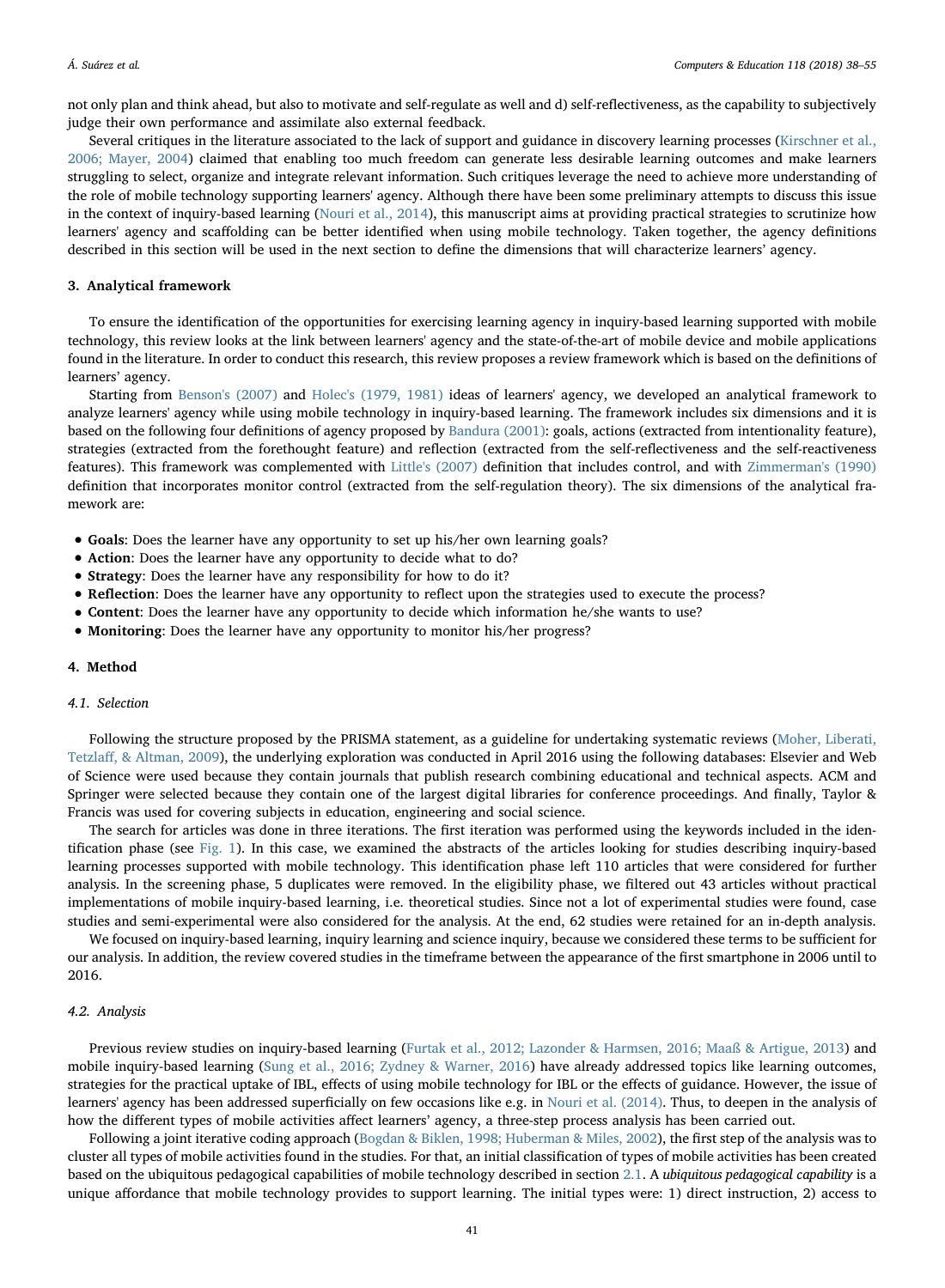not only plan and think ahead, but also to motivate and self-regulate as well and d) self-reflectiveness, as the capability to subjectively judge their own performance and assimilate also external feedback.

Several critiques in the literature associated to the lack of support and guidance in discovery learning processes (Kirschner et al., 2006; Mayer, 2004) claimed that enabling too much freedom can generate less desirable learning outcomes and make learners struggling to select, organize and integrate relevant information. Such critiques leverage the need to achieve more understanding of the role of mobile technology supporting learners' agency. Although there have been some preliminary attempts to discuss this issue in the context of inquiry-based learning (Nouri et al., 2014), this manuscript aims at providing practical strategies to scrutinize how learners' agency and scaffolding can be better identified when using mobile technology. Taken together, the agency definitions described in this section will be used in the next section to define the dimensions that will characterize learners' agency.

## 3. Analytical framework

To ensure the identification of the opportunities for exercising learning agency in inquiry-based learning supported with mobile technology, this review looks at the link between learners' agency and the state-of-the-art of mobile device and mobile applications found in the literature. In order to conduct this research, this review proposes a review framework which is based on the definitions of learners' agency.

Starting from Benson's (2007) and Holec's (1979, 1981) ideas of learners' agency, we developed an analytical framework to analyze learners' agency while using mobile technology in inquiry-based learning. The framework includes six dimensions and it is based on the following four definitions of agency proposed by Bandura (2001): goals, actions (extracted from intentionality feature), strategies (extracted from the forethought feature) and reflection (extracted from the self-reflectiveness and the self-reactiveness features). This framework was complemented with Little's (2007) definition that includes control, and with Zimmerman's (1990) definition that incorporates monitor control (extracted from the self-regulation theory). The six dimensions of the analytical framework are:

- **Goals**: Does the learner have any opportunity to set up his/her own learning goals?
- **Action**: Does the learner have any opportunity to decide what to do?
- **Strategy**: Does the learner have any responsibility for how to do it?
- **Reflection**: Does the learner have any opportunity to reflect upon the strategies used to execute the process?
- **Content**: Does the learner have any opportunity to decide which information he/she wants to use?
- **Monitoring**: Does the learner have any opportunity to monitor his/her progress?

## 4. Method

### 4.1. Selection

Following the structure proposed by the PRISMA statement, as a guideline for undertaking systematic reviews (Moher, Liberati, Tetzlaff, & Altman, 2009), the underlying exploration was conducted in April 2016 using the following databases: Elsevier and Web of Science were used because they contain journals that publish research combining educational and technical aspects. ACM and Springer were selected because they contain one of the largest digital libraries for conference proceedings. And finally, Taylor & Francis was used for covering subjects in education, engineering and social science.

The search for articles was done in three iterations. The first iteration was performed using the keywords included in the identification phase (see Fig. 1). In this case, we examined the abstracts of the articles looking for studies describing inquiry-based learning processes supported with mobile technology. This identification phase left 110 articles that were considered for further analysis. In the screening phase, 5 duplicates were removed. In the eligibility phase, we filtered out 43 articles without practical implementations of mobile inquiry-based learning, i.e. theoretical studies. Since not a lot of experimental studies were found, case studies and semi-experimental were also considered for the analysis. At the end, 62 studies were retained for an in-depth analysis.

We focused on inquiry-based learning, inquiry learning and science inquiry, because we considered these terms to be sufficient for our analysis. In addition, the review covered studies in the timeframe between the appearance of the first smartphone in 2006 until to 2016.

### 4.2. Analysis

Previous review studies on inquiry-based learning (Furtak et al., 2012; Lazonder & Harmsen, 2016; Maaß & Artigue, 2013) and mobile inquiry-based learning (Sung et al., 2016; Zydney & Warner, 2016) have already addressed topics like learning outcomes, strategies for the practical uptake of IBL, effects of using mobile technology for IBL or the effects of guidance. However, the issue of learners' agency has been addressed superficially on few occasions like e.g. in Nouri et al. (2014). Thus, to deepen in the analysis of how the different types of mobile activities affect learners' agency, a three-step process analysis has been carried out.

Following a joint iterative coding approach (Bogdan & Biklen, 1998; Huberman & Miles, 2002), the first step of the analysis was to cluster all types of mobile activities found in the studies. For that, an initial classification of types of mobile activities has been created based on the ubiquitous pedagogical capabilities of mobile technology described in section 2.1. A *ubiquitous pedagogical capability* is a unique affordance that mobile technology provides to support learning. The initial types were: 1) direct instruction, 2) access to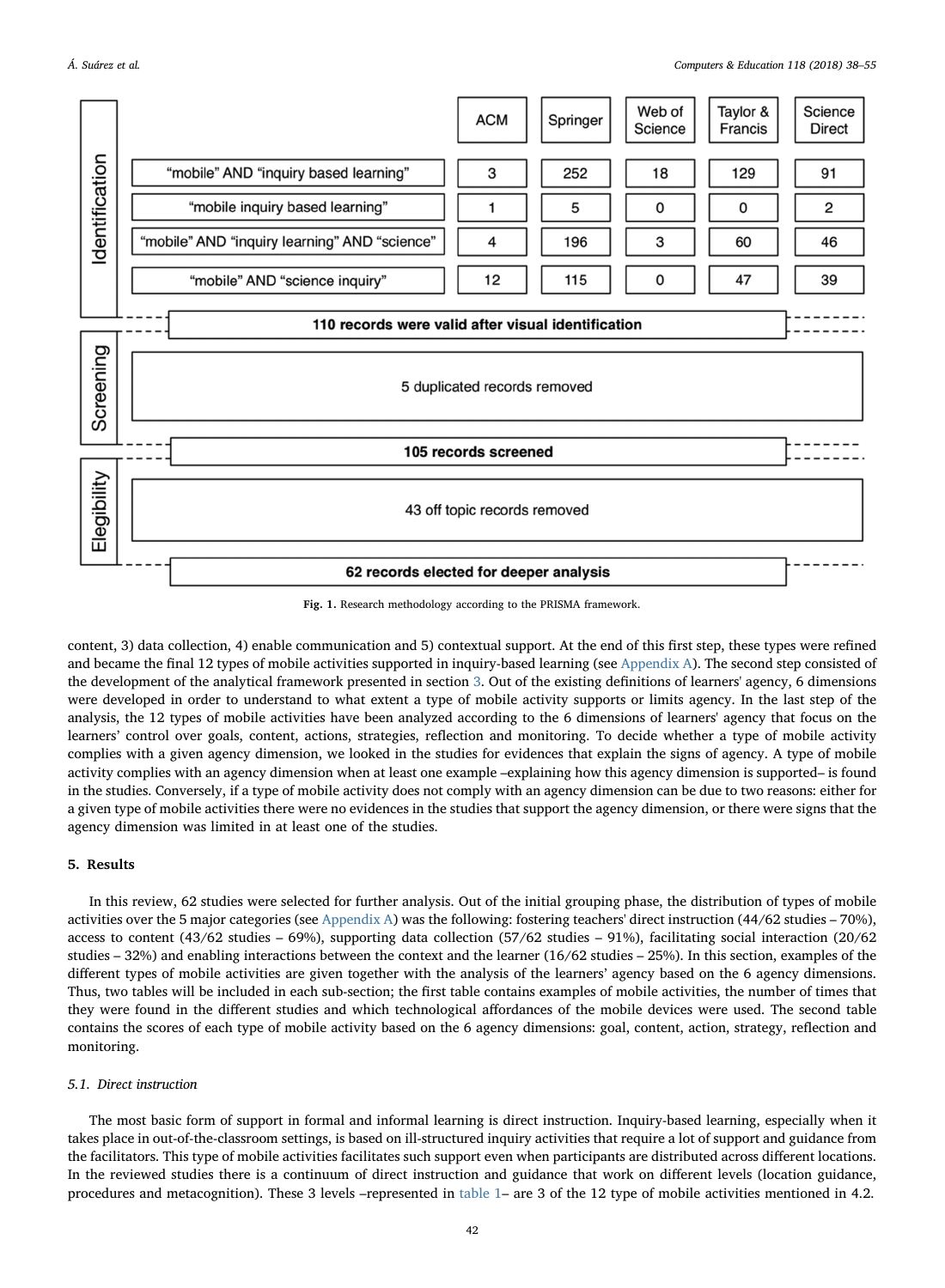| | | ACM | Springer | Web of Science | Taylor & Francis | Science Direct |
|---|---|---|---|---|---|---|
| Identification | "mobile" AND "inquiry based learning" | 3 | 252 | 18 | 129 | 91 |
| | "mobile inquiry based learning" | 1 | 5 | 0 | 0 | 2 |
| | "mobile" AND "inquiry learning" AND "science" | 4 | 196 | 3 | 60 | 46 |
| | "mobile" AND "science inquiry" | 12 | 115 | 0 | 47 | 39 |
| | **110 records were valid after visual identification** | | | | | |
| Screening | 5 duplicated records removed | | | | | |
| | **105 records screened** | | | | | |
| Elegibility | 43 off topic records removed | | | | | |
| | **62 records elected for deeper analysis** | | | | | |

**Fig. 1.** Research methodology according to the PRISMA framework.

content, 3) data collection, 4) enable communication and 5) contextual support. At the end of this first step, these types were refined and became the final 12 types of mobile activities supported in inquiry-based learning (see Appendix A). The second step consisted of the development of the analytical framework presented in section 3. Out of the existing definitions of learners' agency, 6 dimensions were developed in order to understand to what extent a type of mobile activity supports or limits agency. In the last step of the analysis, the 12 types of mobile activities have been analyzed according to the 6 dimensions of learners' agency that focus on the learners' control over goals, content, actions, strategies, reflection and monitoring. To decide whether a type of mobile activity complies with a given agency dimension, we looked in the studies for evidences that explain the signs of agency. A type of mobile activity complies with an agency dimension when at least one example –explaining how this agency dimension is supported– is found in the studies. Conversely, if a type of mobile activity does not comply with an agency dimension can be due to two reasons: either for a given type of mobile activities there were no evidences in the studies that support the agency dimension, or there were signs that the agency dimension was limited in at least one of the studies.

## 5. Results

In this review, 62 studies were selected for further analysis. Out of the initial grouping phase, the distribution of types of mobile activities over the 5 major categories (see Appendix A) was the following: fostering teachers' direct instruction (44/62 studies – 70%), access to content (43/62 studies – 69%), supporting data collection (57/62 studies – 91%), facilitating social interaction (20/62 studies – 32%) and enabling interactions between the context and the learner (16/62 studies – 25%). In this section, examples of the different types of mobile activities are given together with the analysis of the learners' agency based on the 6 agency dimensions. Thus, two tables will be included in each sub-section; the first table contains examples of mobile activities, the number of times that they were found in the different studies and which technological affordances of the mobile devices were used. The second table contains the scores of each type of mobile activity based on the 6 agency dimensions: goal, content, action, strategy, reflection and monitoring.

### 5.1. Direct instruction

The most basic form of support in formal and informal learning is direct instruction. Inquiry-based learning, especially when it takes place in out-of-the-classroom settings, is based on ill-structured inquiry activities that require a lot of support and guidance from the facilitators. This type of mobile activities facilitates such support even when participants are distributed across different locations. In the reviewed studies there is a continuum of direct instruction and guidance that work on different levels (location guidance, procedures and metacognition). These 3 levels –represented in table 1– are 3 of the 12 type of mobile activities mentioned in 4.2.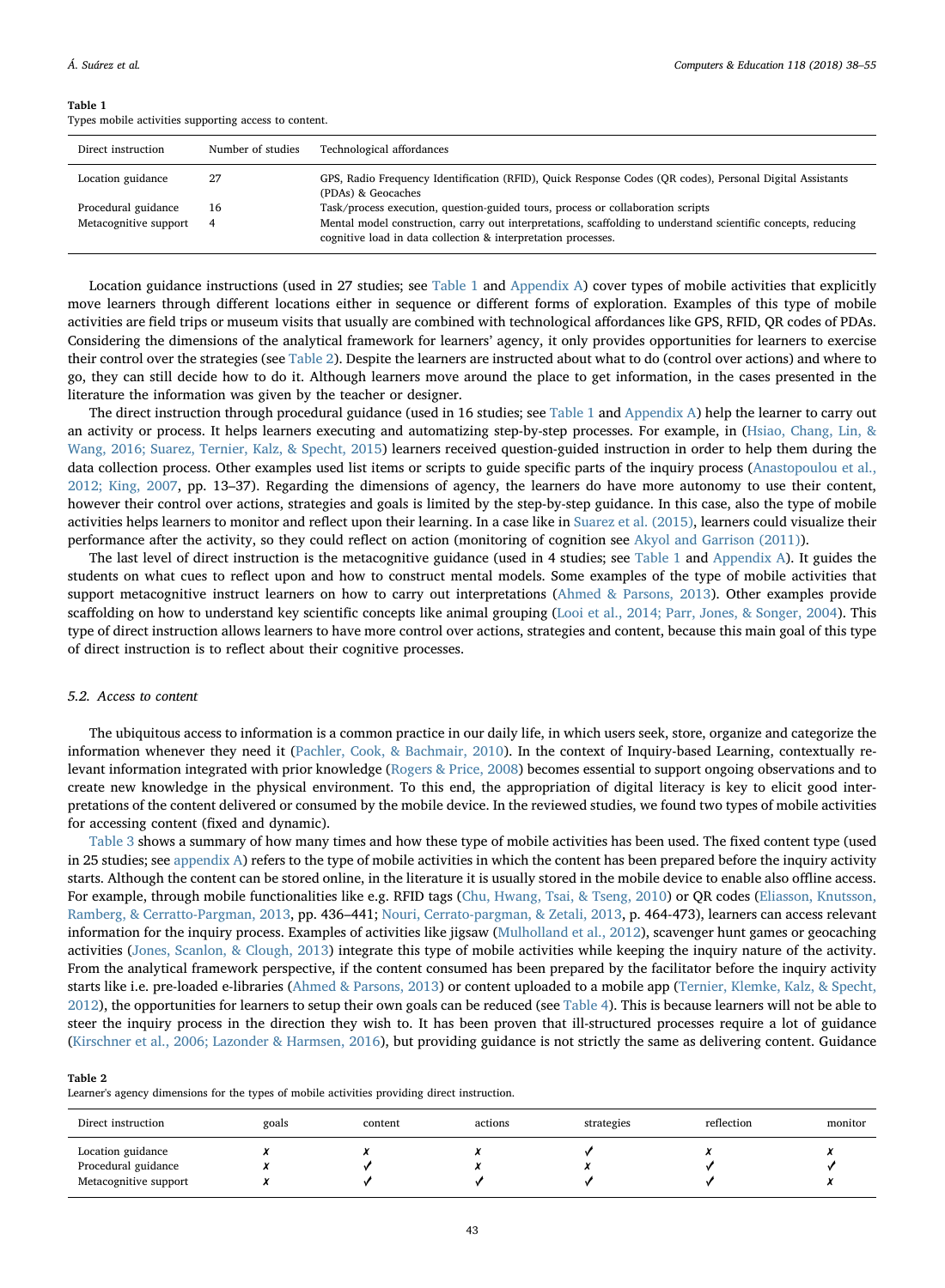**Table 1**
Types mobile activities supporting access to content.

| Direct instruction | Number of studies | Technological affordances |
|---|---|---|
| Location guidance | 27 | GPS, Radio Frequency Identification (RFID), Quick Response Codes (QR codes), Personal Digital Assistants (PDAs) & Geocaches |
| Procedural guidance | 16 | Task/process execution, question-guided tours, process or collaboration scripts |
| Metacognitive support | 4 | Mental model construction, carry out interpretations, scaffolding to understand scientific concepts, reducing cognitive load in data collection & interpretation processes. |

Location guidance instructions (used in 27 studies; see Table 1 and Appendix A) cover types of mobile activities that explicitly move learners through different locations either in sequence or different forms of exploration. Examples of this type of mobile activities are field trips or museum visits that usually are combined with technological affordances like GPS, RFID, QR codes of PDAs. Considering the dimensions of the analytical framework for learners' agency, it only provides opportunities for learners to exercise their control over the strategies (see Table 2). Despite the learners are instructed about what to do (control over actions) and where to go, they can still decide how to do it. Although learners move around the place to get information, in the cases presented in the literature the information was given by the teacher or designer.

The direct instruction through procedural guidance (used in 16 studies; see Table 1 and Appendix A) help the learner to carry out an activity or process. It helps learners executing and automatizing step-by-step processes. For example, in (Hsiao, Chang, Lin, & Wang, 2016; Suarez, Ternier, Kalz, & Specht, 2015) learners received question-guided instruction in order to help them during the data collection process. Other examples used list items or scripts to guide specific parts of the inquiry process (Anastopoulou et al., 2012; King, 2007, pp. 13–37). Regarding the dimensions of agency, the learners do have more autonomy to use their content, however their control over actions, strategies and goals is limited by the step-by-step guidance. In this case, also the type of mobile activities helps learners to monitor and reflect upon their learning. In a case like in Suarez et al. (2015), learners could visualize their performance after the activity, so they could reflect on action (monitoring of cognition see Akyol and Garrison (2011)).

The last level of direct instruction is the metacognitive guidance (used in 4 studies; see Table 1 and Appendix A). It guides the students on what cues to reflect upon and how to construct mental models. Some examples of the type of mobile activities that support metacognitive instruct learners on how to carry out interpretations (Ahmed & Parsons, 2013). Other examples provide scaffolding on how to understand key scientific concepts like animal grouping (Looi et al., 2014; Parr, Jones, & Songer, 2004). This type of direct instruction allows learners to have more control over actions, strategies and content, because this main goal of this type of direct instruction is to reflect about their cognitive processes.

### 5.2. Access to content

The ubiquitous access to information is a common practice in our daily life, in which users seek, store, organize and categorize the information whenever they need it (Pachler, Cook, & Bachmair, 2010). In the context of Inquiry-based Learning, contextually relevant information integrated with prior knowledge (Rogers & Price, 2008) becomes essential to support ongoing observations and to create new knowledge in the physical environment. To this end, the appropriation of digital literacy is key to elicit good interpretations of the content delivered or consumed by the mobile device. In the reviewed studies, we found two types of mobile activities for accessing content (fixed and dynamic).

Table 3 shows a summary of how many times and how these type of mobile activities has been used. The fixed content type (used in 25 studies; see appendix A) refers to the type of mobile activities in which the content has been prepared before the inquiry activity starts. Although the content can be stored online, in the literature it is usually stored in the mobile device to enable also offline access. For example, through mobile functionalities like e.g. RFID tags (Chu, Hwang, Tsai, & Tseng, 2010) or QR codes (Eliasson, Knutsson, Ramberg, & Cerratto-Pargman, 2013, pp. 436–441; Nouri, Cerrato-pargman, & Zetali, 2013, p. 464-473), learners can access relevant information for the inquiry process. Examples of activities like jigsaw (Mulholland et al., 2012), scavenger hunt games or geocaching activities (Jones, Scanlon, & Clough, 2013) integrate this type of mobile activities while keeping the inquiry nature of the activity. From the analytical framework perspective, if the content consumed has been prepared by the facilitator before the inquiry activity starts like i.e. pre-loaded e-libraries (Ahmed & Parsons, 2013) or content uploaded to a mobile app (Ternier, Klemke, Kalz, & Specht, 2012), the opportunities for learners to setup their own goals can be reduced (see Table 4). This is because learners will not be able to steer the inquiry process in the direction they wish to. It has been proven that ill-structured processes require a lot of guidance (Kirschner et al., 2006; Lazonder & Harmsen, 2016), but providing guidance is not strictly the same as delivering content. Guidance

**Table 2**
Learner's agency dimensions for the types of mobile activities providing direct instruction.

| Direct instruction | goals | content | actions | strategies | reflection | monitor |
|---|---|---|---|---|---|---|
| Location guidance | ✗ | ✗ | ✗ | ✓ | ✗ | ✗ |
| Procedural guidance | ✗ | ✓ | ✗ | ✗ | ✓ | ✓ |
| Metacognitive support | ✗ | ✓ | ✓ | ✓ | ✓ | ✗ |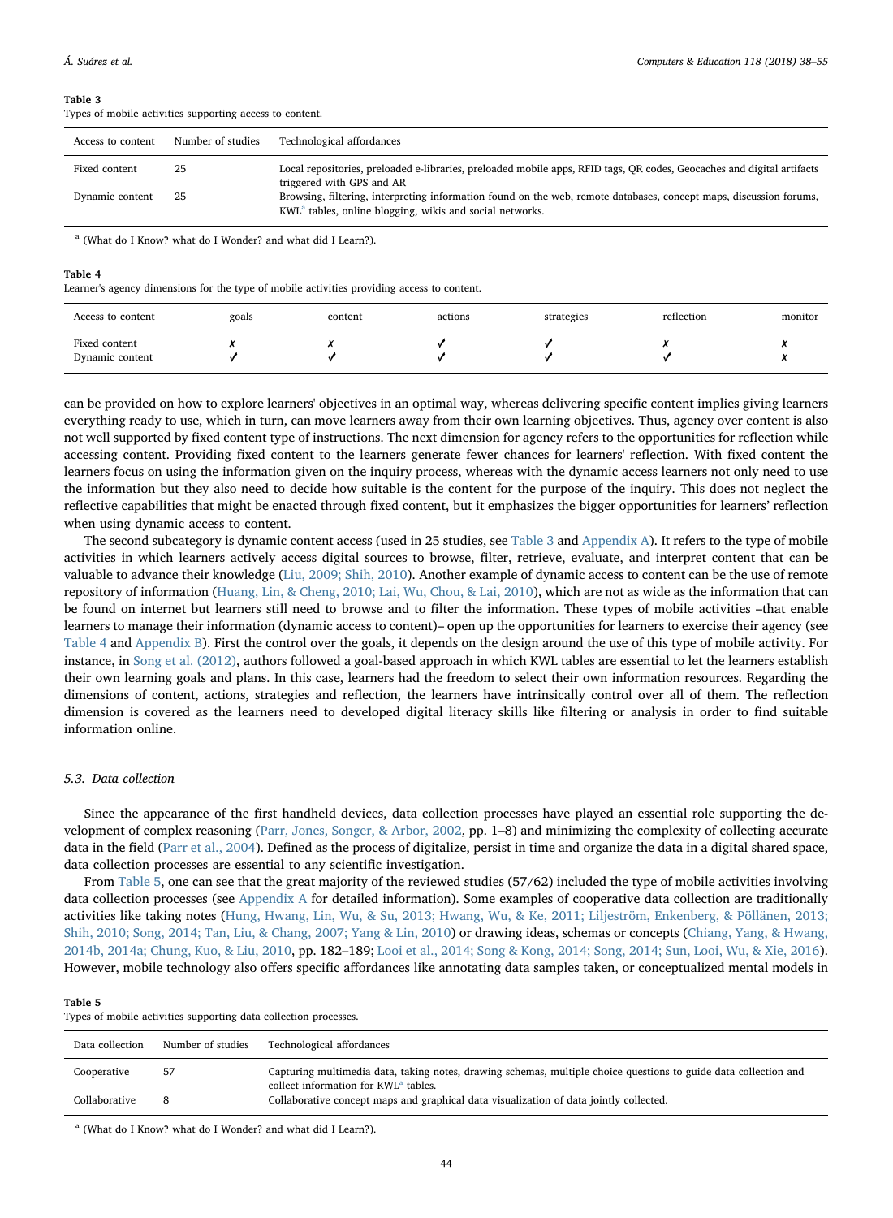**Table 3**
Types of mobile activities supporting access to content.

| Access to content | Number of studies | Technological affordances |
|---|---|---|
| Fixed content | 25 | Local repositories, preloaded e-libraries, preloaded mobile apps, RFID tags, QR codes, Geocaches and digital artifacts triggered with GPS and AR |
| Dynamic content | 25 | Browsing, filtering, interpreting information found on the web, remote databases, concept maps, discussion forums, KWL[a] tables, online blogging, wikis and social networks. |

[a] (What do I Know? what do I Wonder? and what did I Learn?).

**Table 4**
Learner's agency dimensions for the type of mobile activities providing access to content.

| Access to content | goals | content | actions | strategies | reflection | monitor |
|---|---|---|---|---|---|---|
| Fixed content | ✗ | ✗ | ✓ | ✓ | ✗ | ✗ |
| Dynamic content | ✓ | ✓ | ✓ | ✓ | ✓ | ✗ |

can be provided on how to explore learners' objectives in an optimal way, whereas delivering specific content implies giving learners everything ready to use, which in turn, can move learners away from their own learning objectives. Thus, agency over content is also not well supported by fixed content type of instructions. The next dimension for agency refers to the opportunities for reflection while accessing content. Providing fixed content to the learners generate fewer chances for learners' reflection. With fixed content the learners focus on using the information given on the inquiry process, whereas with the dynamic access learners not only need to use the information but they also need to decide how suitable is the content for the purpose of the inquiry. This does not neglect the reflective capabilities that might be enacted through fixed content, but it emphasizes the bigger opportunities for learners' reflection when using dynamic access to content.

The second subcategory is dynamic content access (used in 25 studies, see Table 3 and Appendix A). It refers to the type of mobile activities in which learners actively access digital sources to browse, filter, retrieve, evaluate, and interpret content that can be valuable to advance their knowledge (Liu, 2009; Shih, 2010). Another example of dynamic access to content can be the use of remote repository of information (Huang, Lin, & Cheng, 2010; Lai, Wu, Chou, & Lai, 2010), which are not as wide as the information that can be found on internet but learners still need to browse and to filter the information. These types of mobile activities –that enable learners to manage their information (dynamic access to content)– open up the opportunities for learners to exercise their agency (see Table 4 and Appendix B). First the control over the goals, it depends on the design around the use of this type of mobile activity. For instance, in Song et al. (2012), authors followed a goal-based approach in which KWL tables are essential to let the learners establish their own learning goals and plans. In this case, learners had the freedom to select their own information resources. Regarding the dimensions of content, actions, strategies and reflection, the learners have intrinsically control over all of them. The reflection dimension is covered as the learners need to developed digital literacy skills like filtering or analysis in order to find suitable information online.

### 5.3. Data collection

Since the appearance of the first handheld devices, data collection processes have played an essential role supporting the development of complex reasoning (Parr, Jones, Songer, & Arbor, 2002, pp. 1–8) and minimizing the complexity of collecting accurate data in the field (Parr et al., 2004). Defined as the process of digitalize, persist in time and organize the data in a digital shared space, data collection processes are essential to any scientific investigation.

From Table 5, one can see that the great majority of the reviewed studies (57/62) included the type of mobile activities involving data collection processes (see Appendix A for detailed information). Some examples of cooperative data collection are traditionally activities like taking notes (Hung, Hwang, Lin, Wu, & Su, 2013; Hwang, Wu, & Ke, 2011; Liljeström, Enkenberg, & Pöllänen, 2013; Shih, 2010; Song, 2014; Tan, Liu, & Chang, 2007; Yang & Lin, 2010) or drawing ideas, schemas or concepts (Chiang, Yang, & Hwang, 2014b, 2014a; Chung, Kuo, & Liu, 2010, pp. 182–189; Looi et al., 2014; Song & Kong, 2014; Song, 2014; Sun, Looi, Wu, & Xie, 2016). However, mobile technology also offers specific affordances like annotating data samples taken, or conceptualized mental models in

**Table 5**
Types of mobile activities supporting data collection processes.

| Data collection | Number of studies | Technological affordances |
|---|---|---|
| Cooperative | 57 | Capturing multimedia data, taking notes, drawing schemas, multiple choice questions to guide data collection and collect information for KWL[a] tables. |
| Collaborative | 8 | Collaborative concept maps and graphical data visualization of data jointly collected. |

[a] (What do I Know? what do I Wonder? and what did I Learn?).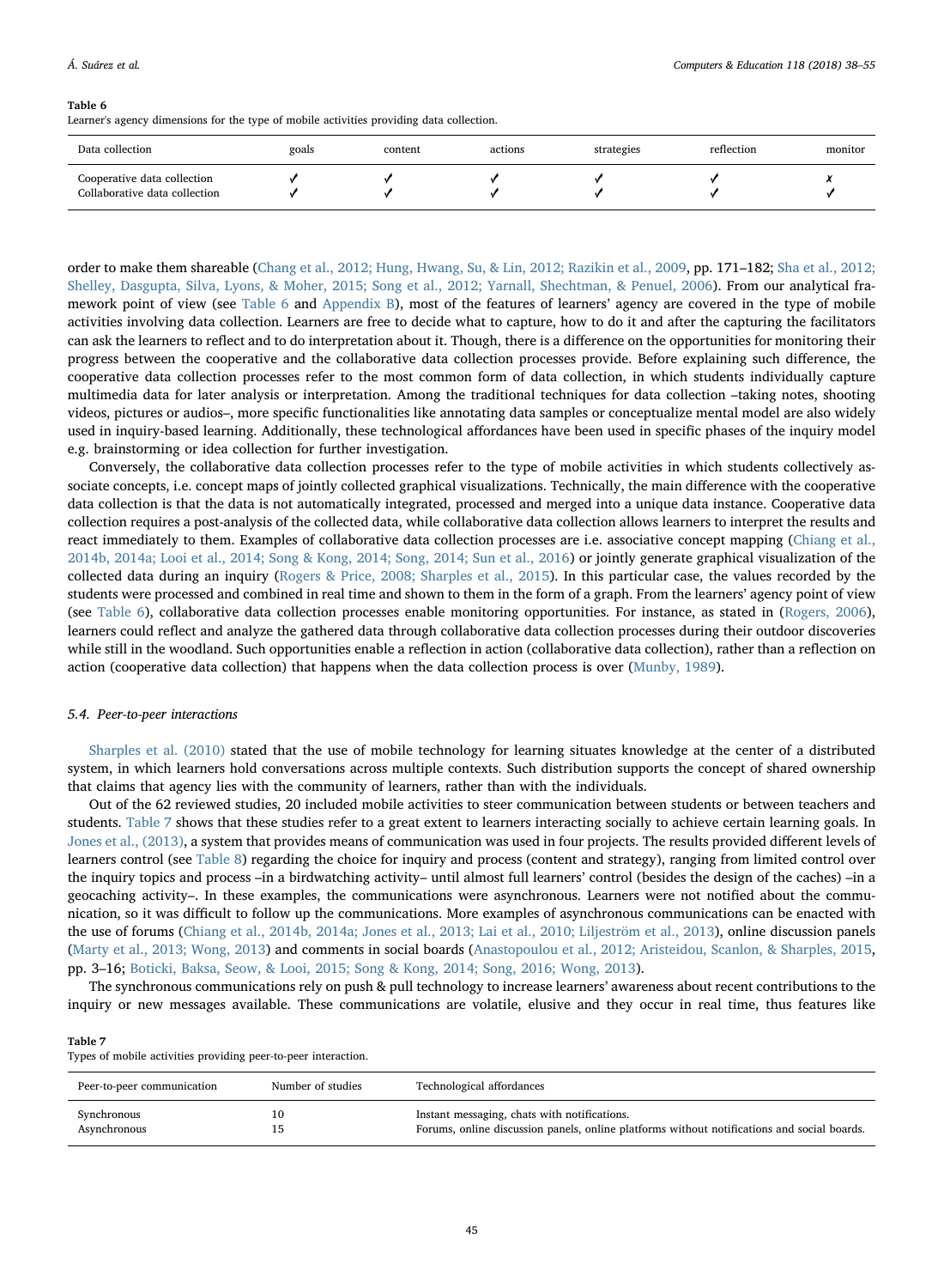**Table 6**
Learner's agency dimensions for the type of mobile activities providing data collection.

| Data collection | goals | content | actions | strategies | reflection | monitor |
|---|---|---|---|---|---|---|
| Cooperative data collection | ✓ | ✓ | ✓ | ✓ | ✓ | ✗ |
| Collaborative data collection | ✓ | ✓ | ✓ | ✓ | ✓ | ✓ |

order to make them shareable (Chang et al., 2012; Hung, Hwang, Su, & Lin, 2012; Razikin et al., 2009, pp. 171–182; Sha et al., 2012; Shelley, Dasgupta, Silva, Lyons, & Moher, 2015; Song et al., 2012; Yarnall, Shechtman, & Penuel, 2006). From our analytical framework point of view (see Table 6 and Appendix B), most of the features of learners' agency are covered in the type of mobile activities involving data collection. Learners are free to decide what to capture, how to do it and after the capturing the facilitators can ask the learners to reflect and to do interpretation about it. Though, there is a difference on the opportunities for monitoring their progress between the cooperative and the collaborative data collection processes provide. Before explaining such difference, the cooperative data collection processes refer to the most common form of data collection, in which students individually capture multimedia data for later analysis or interpretation. Among the traditional techniques for data collection –taking notes, shooting videos, pictures or audios–, more specific functionalities like annotating data samples or conceptualize mental model are also widely used in inquiry-based learning. Additionally, these technological affordances have been used in specific phases of the inquiry model e.g. brainstorming or idea collection for further investigation.

Conversely, the collaborative data collection processes refer to the type of mobile activities in which students collectively associate concepts, i.e. concept maps of jointly collected graphical visualizations. Technically, the main difference with the cooperative data collection is that the data is not automatically integrated, processed and merged into a unique data instance. Cooperative data collection requires a post-analysis of the collected data, while collaborative data collection allows learners to interpret the results and react immediately to them. Examples of collaborative data collection processes are i.e. associative concept mapping (Chiang et al., 2014b, 2014a; Looi et al., 2014; Song & Kong, 2014; Song, 2014; Sun et al., 2016) or jointly generate graphical visualization of the collected data during an inquiry (Rogers & Price, 2008; Sharples et al., 2015). In this particular case, the values recorded by the students were processed and combined in real time and shown to them in the form of a graph. From the learners' agency point of view (see Table 6), collaborative data collection processes enable monitoring opportunities. For instance, as stated in (Rogers, 2006), learners could reflect and analyze the gathered data through collaborative data collection processes during their outdoor discoveries while still in the woodland. Such opportunities enable a reflection in action (collaborative data collection), rather than a reflection on action (cooperative data collection) that happens when the data collection process is over (Munby, 1989).

### 5.4. Peer-to-peer interactions

Sharples et al. (2010) stated that the use of mobile technology for learning situates knowledge at the center of a distributed system, in which learners hold conversations across multiple contexts. Such distribution supports the concept of shared ownership that claims that agency lies with the community of learners, rather than with the individuals.

Out of the 62 reviewed studies, 20 included mobile activities to steer communication between students or between teachers and students. Table 7 shows that these studies refer to a great extent to learners interacting socially to achieve certain learning goals. In Jones et al., (2013), a system that provides means of communication was used in four projects. The results provided different levels of learners control (see Table 8) regarding the choice for inquiry and process (content and strategy), ranging from limited control over the inquiry topics and process –in a birdwatching activity– until almost full learners' control (besides the design of the caches) –in a geocaching activity–. In these examples, the communications were asynchronous. Learners were not notified about the communication, so it was difficult to follow up the communications. More examples of asynchronous communications can be enacted with the use of forums (Chiang et al., 2014b, 2014a; Jones et al., 2013; Lai et al., 2010; Liljeström et al., 2013), online discussion panels (Marty et al., 2013; Wong, 2013) and comments in social boards (Anastopoulou et al., 2012; Aristeidou, Scanlon, & Sharples, 2015, pp. 3–16; Boticki, Baksa, Seow, & Looi, 2015; Song & Kong, 2014; Song, 2016; Wong, 2013).

The synchronous communications rely on push & pull technology to increase learners' awareness about recent contributions to the inquiry or new messages available. These communications are volatile, elusive and they occur in real time, thus features like

**Table 7**
Types of mobile activities providing peer-to-peer interaction.

| Peer-to-peer communication | Number of studies | Technological affordances |
|---|---|---|
| Synchronous | 10 | Instant messaging, chats with notifications. |
| Asynchronous | 15 | Forums, online discussion panels, online platforms without notifications and social boards. |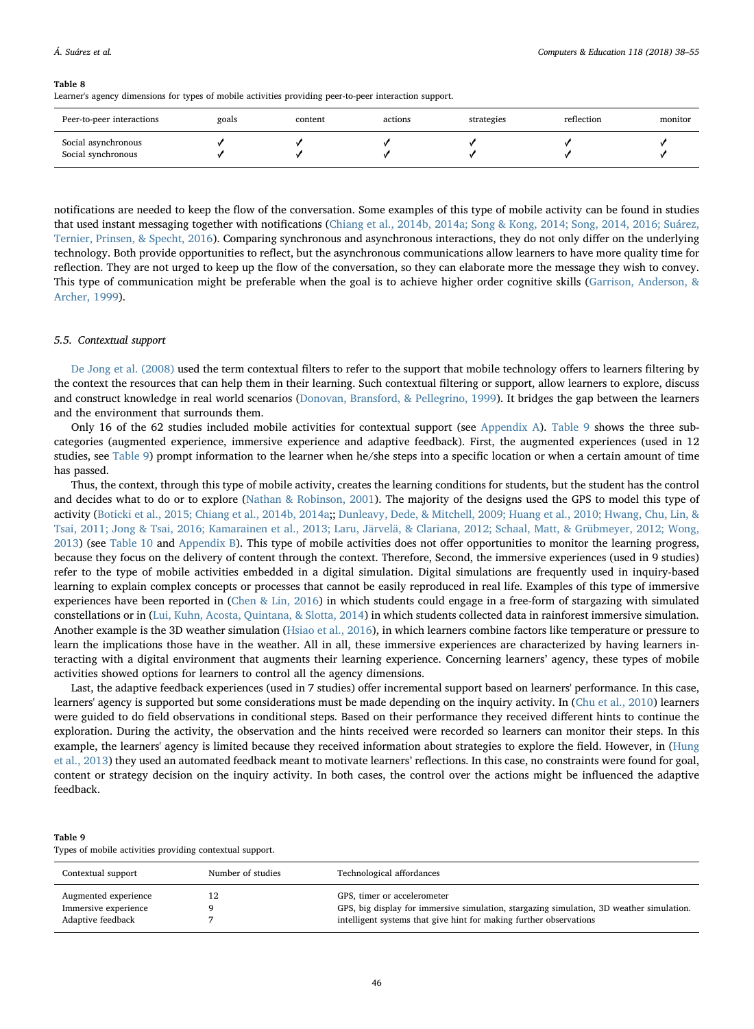**Table 8**
Learner's agency dimensions for types of mobile activities providing peer-to-peer interaction support.

| Peer-to-peer interactions | goals | content | actions | strategies | reflection | monitor |
|---|---|---|---|---|---|---|
| Social asynchronous | ✓ | ✓ | ✓ | ✓ | ✓ | ✓ |
| Social synchronous | ✓ | ✓ | ✓ | ✓ | ✓ | ✓ |

notifications are needed to keep the flow of the conversation. Some examples of this type of mobile activity can be found in studies that used instant messaging together with notifications (Chiang et al., 2014b, 2014a; Song & Kong, 2014; Song, 2014, 2016; Suárez, Ternier, Prinsen, & Specht, 2016). Comparing synchronous and asynchronous interactions, they do not only differ on the underlying technology. Both provide opportunities to reflect, but the asynchronous communications allow learners to have more quality time for reflection. They are not urged to keep up the flow of the conversation, so they can elaborate more the message they wish to convey. This type of communication might be preferable when the goal is to achieve higher order cognitive skills (Garrison, Anderson, & Archer, 1999).

### 5.5. Contextual support

De Jong et al. (2008) used the term contextual filters to refer to the support that mobile technology offers to learners filtering by the context the resources that can help them in their learning. Such contextual filtering or support, allow learners to explore, discuss and construct knowledge in real world scenarios (Donovan, Bransford, & Pellegrino, 1999). It bridges the gap between the learners and the environment that surrounds them.

Only 16 of the 62 studies included mobile activities for contextual support (see Appendix A). Table 9 shows the three subcategories (augmented experience, immersive experience and adaptive feedback). First, the augmented experiences (used in 12 studies, see Table 9) prompt information to the learner when he/she steps into a specific location or when a certain amount of time has passed.

Thus, the context, through this type of mobile activity, creates the learning conditions for students, but the student has the control and decides what to do or to explore (Nathan & Robinson, 2001). The majority of the designs used the GPS to model this type of activity (Boticki et al., 2015; Chiang et al., 2014b, 2014a;; Dunleavy, Dede, & Mitchell, 2009; Huang et al., 2010; Hwang, Chu, Lin, & Tsai, 2011; Jong & Tsai, 2016; Kamarainen et al., 2013; Laru, Järvelä, & Clariana, 2012; Schaal, Matt, & Grübmeyer, 2012; Wong, 2013) (see Table 10 and Appendix B). This type of mobile activities does not offer opportunities to monitor the learning progress, because they focus on the delivery of content through the context. Therefore, Second, the immersive experiences (used in 9 studies) refer to the type of mobile activities embedded in a digital simulation. Digital simulations are frequently used in inquiry-based learning to explain complex concepts or processes that cannot be easily reproduced in real life. Examples of this type of immersive experiences have been reported in (Chen & Lin, 2016) in which students could engage in a free-form of stargazing with simulated constellations or in (Lui, Kuhn, Acosta, Quintana, & Slotta, 2014) in which students collected data in rainforest immersive simulation. Another example is the 3D weather simulation (Hsiao et al., 2016), in which learners combine factors like temperature or pressure to learn the implications those have in the weather. All in all, these immersive experiences are characterized by having learners interacting with a digital environment that augments their learning experience. Concerning learners' agency, these types of mobile activities showed options for learners to control all the agency dimensions.

Last, the adaptive feedback experiences (used in 7 studies) offer incremental support based on learners' performance. In this case, learners' agency is supported but some considerations must be made depending on the inquiry activity. In (Chu et al., 2010) learners were guided to do field observations in conditional steps. Based on their performance they received different hints to continue the exploration. During the activity, the observation and the hints received were recorded so learners can monitor their steps. In this example, the learners' agency is limited because they received information about strategies to explore the field. However, in (Hung et al., 2013) they used an automated feedback meant to motivate learners' reflections. In this case, no constraints were found for goal, content or strategy decision on the inquiry activity. In both cases, the control over the actions might be influenced the adaptive feedback.

**Table 9**
Types of mobile activities providing contextual support.

| Contextual support | Number of studies | Technological affordances |
|---|---|---|
| Augmented experience | 12 | GPS, timer or accelerometer |
| Immersive experience | 9 | GPS, big display for immersive simulation, stargazing simulation, 3D weather simulation. |
| Adaptive feedback | 7 | intelligent systems that give hint for making further observations |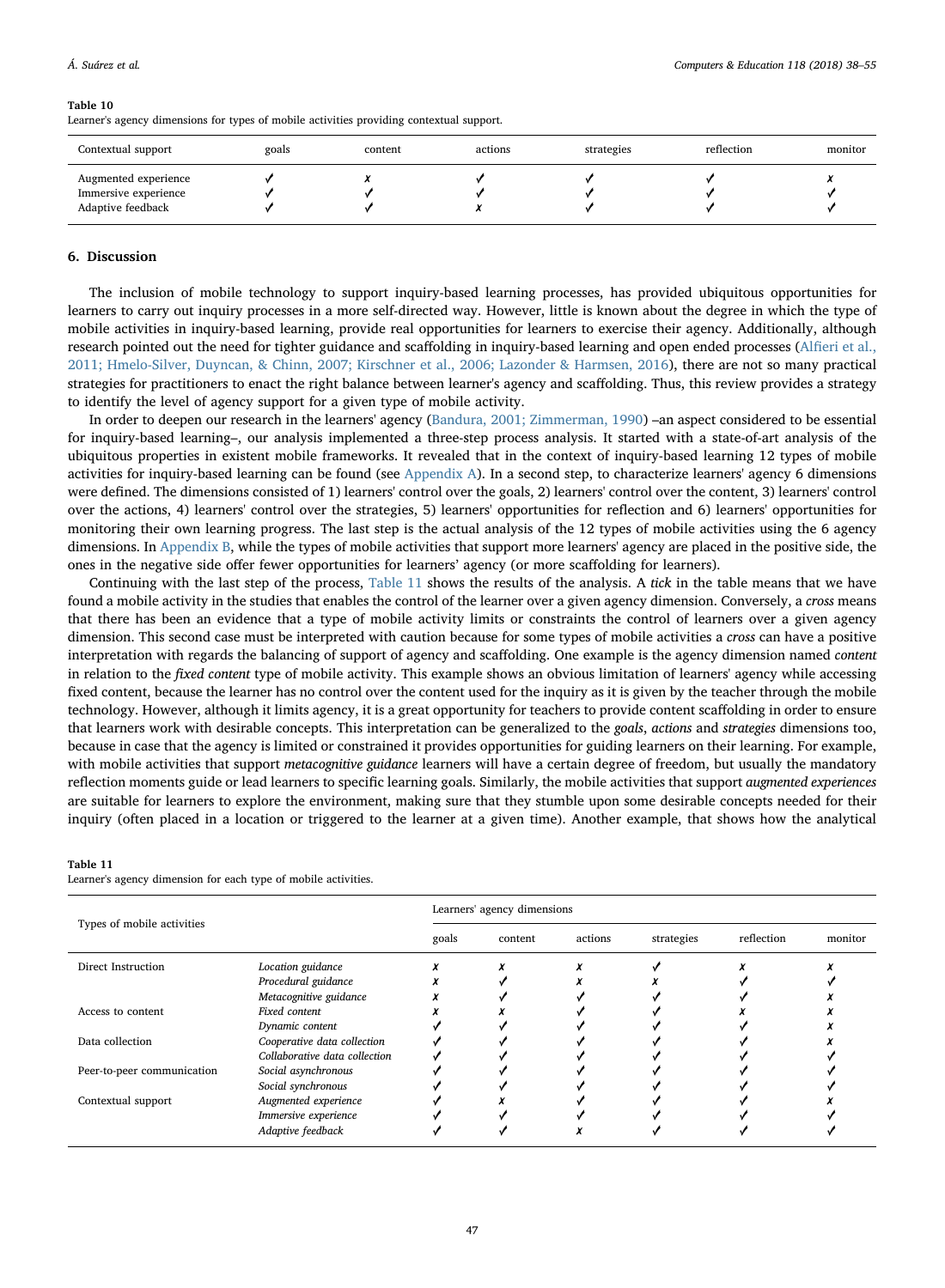**Table 10**
Learner's agency dimensions for types of mobile activities providing contextual support.

| Contextual support | goals | content | actions | strategies | reflection | monitor |
|---|---|---|---|---|---|---|
| Augmented experience | ✓ | ✗ | ✓ | ✓ | ✓ | ✗ |
| Immersive experience | ✓ | ✓ | ✓ | ✓ | ✓ | ✓ |
| Adaptive feedback | ✓ | ✓ | ✗ | ✓ | ✓ | ✓ |

## 6. Discussion

The inclusion of mobile technology to support inquiry-based learning processes, has provided ubiquitous opportunities for learners to carry out inquiry processes in a more self-directed way. However, little is known about the degree in which the type of mobile activities in inquiry-based learning, provide real opportunities for learners to exercise their agency. Additionally, although research pointed out the need for tighter guidance and scaffolding in inquiry-based learning and open ended processes (Alfieri et al., 2011; Hmelo-Silver, Duyncan, & Chinn, 2007; Kirschner et al., 2006; Lazonder & Harmsen, 2016), there are not so many practical strategies for practitioners to enact the right balance between learner's agency and scaffolding. Thus, this review provides a strategy to identify the level of agency support for a given type of mobile activity.

In order to deepen our research in the learners' agency (Bandura, 2001; Zimmerman, 1990) –an aspect considered to be essential for inquiry-based learning–, our analysis implemented a three-step process analysis. It started with a state-of-art analysis of the ubiquitous properties in existent mobile frameworks. It revealed that in the context of inquiry-based learning 12 types of mobile activities for inquiry-based learning can be found (see Appendix A). In a second step, to characterize learners' agency 6 dimensions were defined. The dimensions consisted of 1) learners' control over the goals, 2) learners' control over the content, 3) learners' control over the actions, 4) learners' control over the strategies, 5) learners' opportunities for reflection and 6) learners' opportunities for monitoring their own learning progress. The last step is the actual analysis of the 12 types of mobile activities using the 6 agency dimensions. In Appendix B, while the types of mobile activities that support more learners' agency are placed in the positive side, the ones in the negative side offer fewer opportunities for learners' agency (or more scaffolding for learners).

Continuing with the last step of the process, Table 11 shows the results of the analysis. A *tick* in the table means that we have found a mobile activity in the studies that enables the control of the learner over a given agency dimension. Conversely, a *cross* means that there has been an evidence that a type of mobile activity limits or constraints the control of learners over a given agency dimension. This second case must be interpreted with caution because for some types of mobile activities a *cross* can have a positive interpretation with regards the balancing of support of agency and scaffolding. One example is the agency dimension named *content* in relation to the *fixed content* type of mobile activity. This example shows an obvious limitation of learners' agency while accessing fixed content, because the learner has no control over the content used for the inquiry as it is given by the teacher through the mobile technology. However, although it limits agency, it is a great opportunity for teachers to provide content scaffolding in order to ensure that learners work with desirable concepts. This interpretation can be generalized to the *goals*, *actions* and *strategies* dimensions too, because in case that the agency is limited or constrained it provides opportunities for guiding learners on their learning. For example, with mobile activities that support *metacognitive guidance* learners will have a certain degree of freedom, but usually the mandatory reflection moments guide or lead learners to specific learning goals. Similarly, the mobile activities that support *augmented experiences* are suitable for learners to explore the environment, making sure that they stumble upon some desirable concepts needed for their inquiry (often placed in a location or triggered to the learner at a given time). Another example, that shows how the analytical

**Table 11**
Learner's agency dimension for each type of mobile activities.

| Types of mobile activities | | Learners' agency dimensions | | | | | |
|---|---|---|---|---|---|---|---|
| | | goals | content | actions | strategies | reflection | monitor |
| Direct Instruction | *Location guidance* | ✗ | ✗ | ✗ | ✓ | ✗ | ✗ |
| | *Procedural guidance* | ✗ | ✓ | ✗ | ✗ | ✓ | ✓ |
| | *Metacognitive guidance* | ✗ | ✓ | ✓ | ✓ | ✓ | ✗ |
| Access to content | *Fixed content* | ✗ | ✗ | ✓ | ✓ | ✗ | ✗ |
| | *Dynamic content* | ✓ | ✓ | ✓ | ✓ | ✓ | ✗ |
| Data collection | *Cooperative data collection* | ✓ | ✓ | ✓ | ✓ | ✓ | ✗ |
| | *Collaborative data collection* | ✓ | ✓ | ✓ | ✓ | ✓ | ✓ |
| Peer-to-peer communication | *Social asynchronous* | ✓ | ✓ | ✓ | ✓ | ✓ | ✓ |
| | *Social synchronous* | ✓ | ✓ | ✓ | ✓ | ✓ | ✓ |
| Contextual support | *Augmented experience* | ✓ | ✗ | ✓ | ✓ | ✓ | ✗ |
| | *Immersive experience* | ✓ | ✓ | ✓ | ✓ | ✓ | ✓ |
| | *Adaptive feedback* | ✓ | ✓ | ✗ | ✓ | ✓ | ✓ |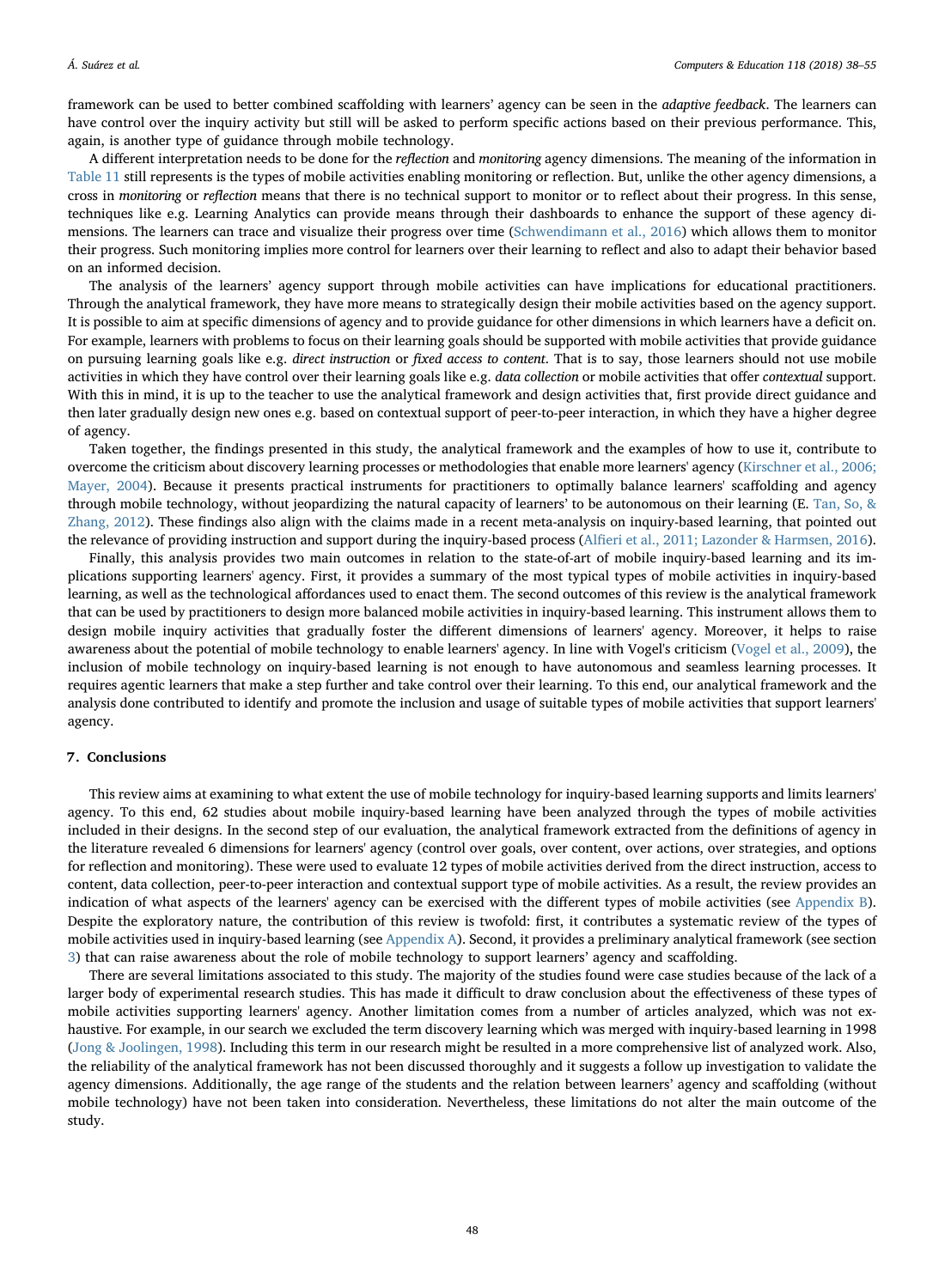framework can be used to better combined scaffolding with learners' agency can be seen in the *adaptive feedback*. The learners can have control over the inquiry activity but still will be asked to perform specific actions based on their previous performance. This, again, is another type of guidance through mobile technology.

A different interpretation needs to be done for the *reflection* and *monitoring* agency dimensions. The meaning of the information in Table 11 still represents is the types of mobile activities enabling monitoring or reflection. But, unlike the other agency dimensions, a cross in *monitoring* or *reflection* means that there is no technical support to monitor or to reflect about their progress. In this sense, techniques like e.g. Learning Analytics can provide means through their dashboards to enhance the support of these agency dimensions. The learners can trace and visualize their progress over time (Schwendimann et al., 2016) which allows them to monitor their progress. Such monitoring implies more control for learners over their learning to reflect and also to adapt their behavior based on an informed decision.

The analysis of the learners' agency support through mobile activities can have implications for educational practitioners. Through the analytical framework, they have more means to strategically design their mobile activities based on the agency support. It is possible to aim at specific dimensions of agency and to provide guidance for other dimensions in which learners have a deficit on. For example, learners with problems to focus on their learning goals should be supported with mobile activities that provide guidance on pursuing learning goals like e.g. *direct instruction* or *fixed access to content*. That is to say, those learners should not use mobile activities in which they have control over their learning goals like e.g. *data collection* or mobile activities that offer *contextual* support. With this in mind, it is up to the teacher to use the analytical framework and design activities that, first provide direct guidance and then later gradually design new ones e.g. based on contextual support of peer-to-peer interaction, in which they have a higher degree of agency.

Taken together, the findings presented in this study, the analytical framework and the examples of how to use it, contribute to overcome the criticism about discovery learning processes or methodologies that enable more learners' agency (Kirschner et al., 2006; Mayer, 2004). Because it presents practical instruments for practitioners to optimally balance learners' scaffolding and agency through mobile technology, without jeopardizing the natural capacity of learners' to be autonomous on their learning (E. Tan, So, & Zhang, 2012). These findings also align with the claims made in a recent meta-analysis on inquiry-based learning, that pointed out the relevance of providing instruction and support during the inquiry-based process (Alfieri et al., 2011; Lazonder & Harmsen, 2016).

Finally, this analysis provides two main outcomes in relation to the state-of-art of mobile inquiry-based learning and its implications supporting learners' agency. First, it provides a summary of the most typical types of mobile activities in inquiry-based learning, as well as the technological affordances used to enact them. The second outcomes of this review is the analytical framework that can be used by practitioners to design more balanced mobile activities in inquiry-based learning. This instrument allows them to design mobile inquiry activities that gradually foster the different dimensions of learners' agency. Moreover, it helps to raise awareness about the potential of mobile technology to enable learners' agency. In line with Vogel's criticism (Vogel et al., 2009), the inclusion of mobile technology on inquiry-based learning is not enough to have autonomous and seamless learning processes. It requires agentic learners that make a step further and take control over their learning. To this end, our analytical framework and the analysis done contributed to identify and promote the inclusion and usage of suitable types of mobile activities that support learners' agency.

## 7. Conclusions

This review aims at examining to what extent the use of mobile technology for inquiry-based learning supports and limits learners' agency. To this end, 62 studies about mobile inquiry-based learning have been analyzed through the types of mobile activities included in their designs. In the second step of our evaluation, the analytical framework extracted from the definitions of agency in the literature revealed 6 dimensions for learners' agency (control over goals, over content, over actions, over strategies, and options for reflection and monitoring). These were used to evaluate 12 types of mobile activities derived from the direct instruction, access to content, data collection, peer-to-peer interaction and contextual support type of mobile activities. As a result, the review provides an indication of what aspects of the learners' agency can be exercised with the different types of mobile activities (see Appendix B). Despite the exploratory nature, the contribution of this review is twofold: first, it contributes a systematic review of the types of mobile activities used in inquiry-based learning (see Appendix A). Second, it provides a preliminary analytical framework (see section 3) that can raise awareness about the role of mobile technology to support learners' agency and scaffolding.

There are several limitations associated to this study. The majority of the studies found were case studies because of the lack of a larger body of experimental research studies. This has made it difficult to draw conclusion about the effectiveness of these types of mobile activities supporting learners' agency. Another limitation comes from a number of articles analyzed, which was not exhaustive. For example, in our search we excluded the term discovery learning which was merged with inquiry-based learning in 1998 (Jong & Joolingen, 1998). Including this term in our research might be resulted in a more comprehensive list of analyzed work. Also, the reliability of the analytical framework has not been discussed thoroughly and it suggests a follow up investigation to validate the agency dimensions. Additionally, the age range of the students and the relation between learners' agency and scaffolding (without mobile technology) have not been taken into consideration. Nevertheless, these limitations do not alter the main outcome of the study.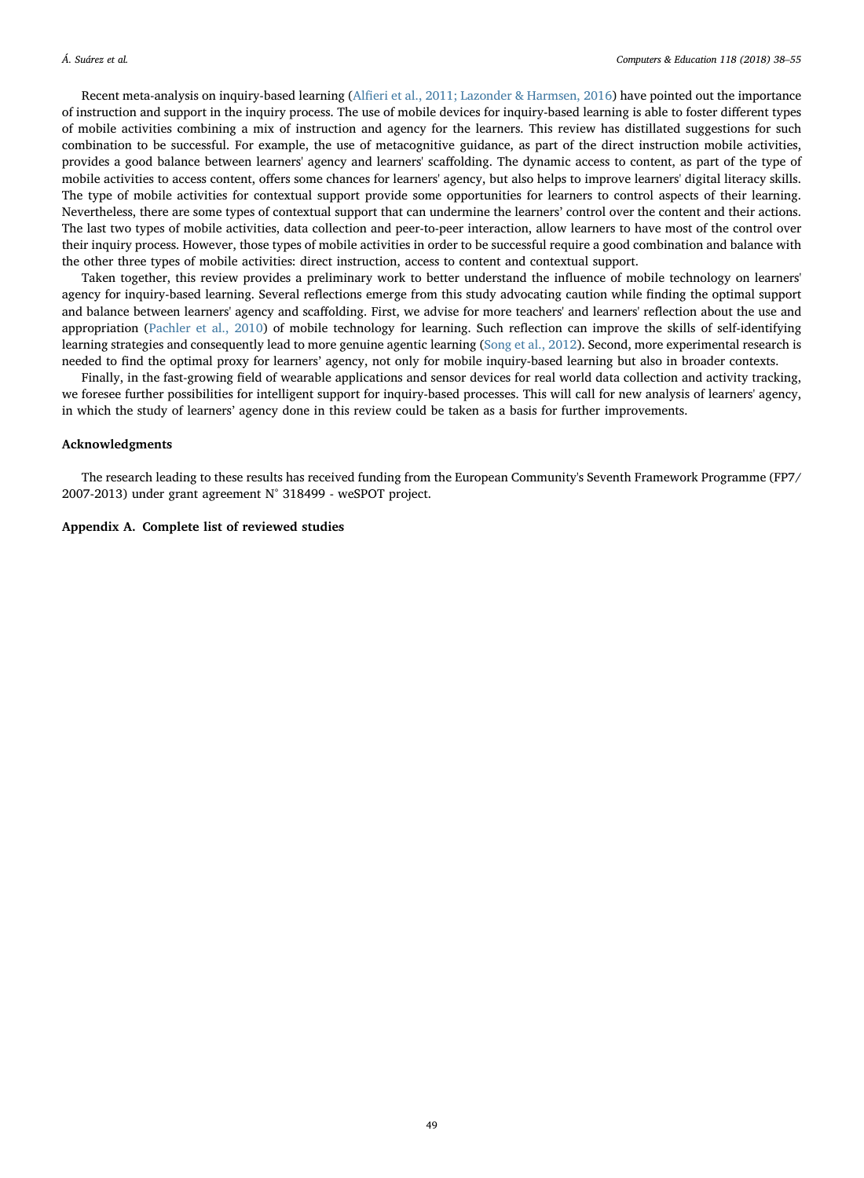Recent meta-analysis on inquiry-based learning (Alfieri et al., 2011; Lazonder & Harmsen, 2016) have pointed out the importance of instruction and support in the inquiry process. The use of mobile devices for inquiry-based learning is able to foster different types of mobile activities combining a mix of instruction and agency for the learners. This review has distilled suggestions for such combination to be successful. For example, the use of metacognitive guidance, as part of the direct instruction mobile activities, provides a good balance between learners' agency and learners' scaffolding. The dynamic access to content, as part of the type of mobile activities to access content, offers some chances for learners' agency, but also helps to improve learners' digital literacy skills. The type of mobile activities for contextual support provide some opportunities for learners to control aspects of their learning. Nevertheless, there are some types of contextual support that can undermine the learners' control over the content and their actions. The last two types of mobile activities, data collection and peer-to-peer interaction, allow learners to have most of the control over their inquiry process. However, those types of mobile activities in order to be successful require a good combination and balance with the other three types of mobile activities: direct instruction, access to content and contextual support.

Taken together, this review provides a preliminary work to better understand the influence of mobile technology on learners' agency for inquiry-based learning. Several reflections emerge from this study advocating caution while finding the optimal support and balance between learners' agency and scaffolding. First, we advise for more teachers' and learners' reflection about the use and appropriation (Pachler et al., 2010) of mobile technology for learning. Such reflection can improve the skills of self-identifying learning strategies and consequently lead to more genuine agentic learning (Song et al., 2012). Second, more experimental research is needed to find the optimal proxy for learners' agency, not only for mobile inquiry-based learning but also in broader contexts.

Finally, in the fast-growing field of wearable applications and sensor devices for real world data collection and activity tracking, we foresee further possibilities for intelligent support for inquiry-based processes. This will call for new analysis of learners' agency, in which the study of learners' agency done in this review could be taken as a basis for further improvements.

## Acknowledgments

The research leading to these results has received funding from the European Community's Seventh Framework Programme (FP7/2007-2013) under grant agreement N° 318499 - weSPOT project.

## Appendix A. Complete list of reviewed studies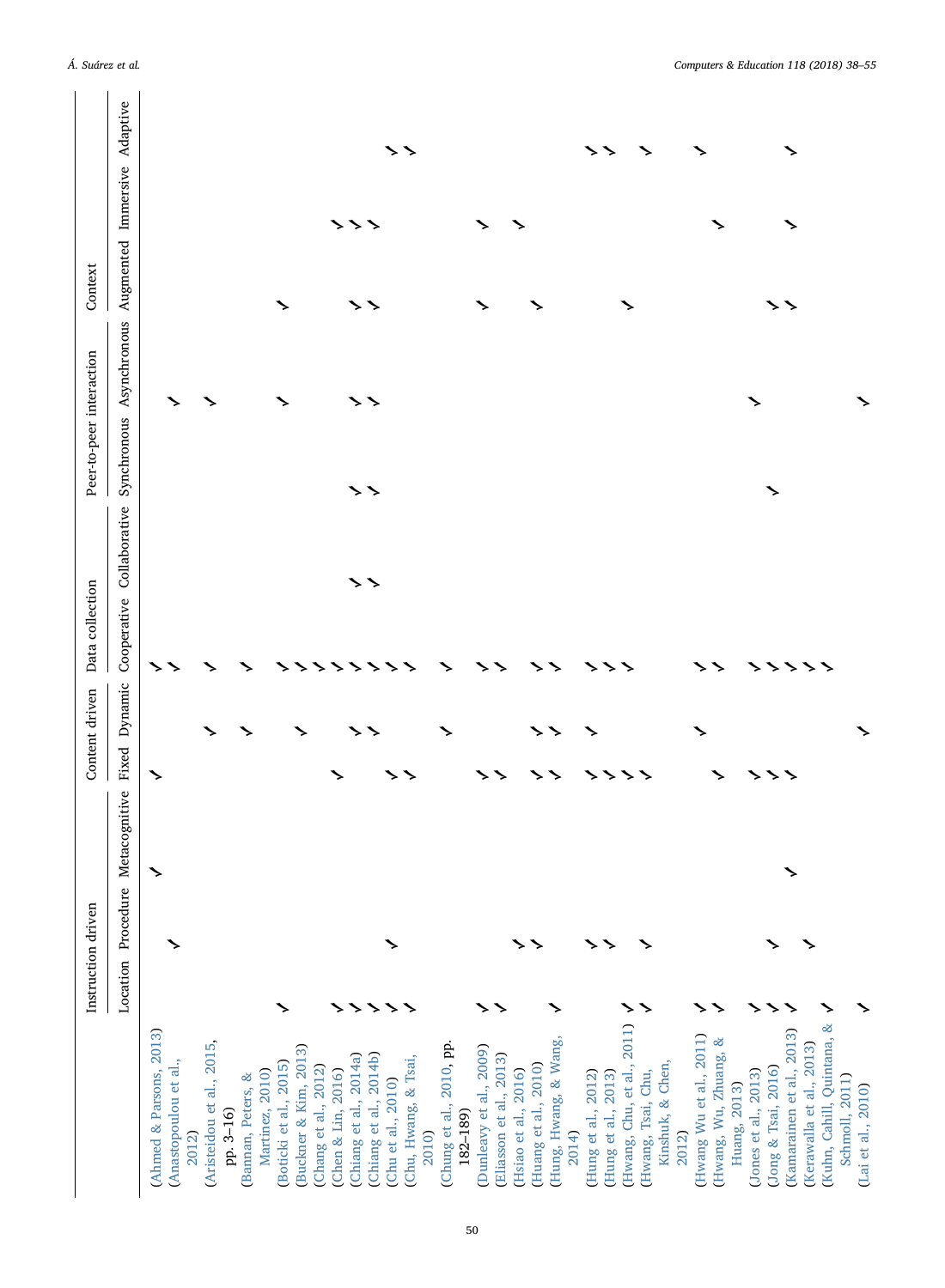| | Instruction driven | | | Content driven | | Data collection | | Peer-to-peer interaction | | Context | | |
|---|---|---|---|---|---|---|---|---|---|---|---|---|
| | Location | Procedure | Metacognitive | Fixed | Dynamic | Cooperative | Collaborative | Synchronous | Asynchronous | Augmented | Immersive | Adaptive |
| (Ahmed & Parsons, 2013) | | | ✓ | ✓ | | ✓ | | | | | | |
| (Anastopoulou et al., 2012) | | ✓ | | | | ✓ | | | ✓ | | | |
| (Aristeidou et al., 2015, pp. 3–16) | | | | | ✓ | ✓ | | | ✓ | | | |
| (Bannan, Peters, & Martinez, 2010) | | | | | ✓ | ✓ | | | | | | |
| (Boticki et al., 2015) | ✓ | | | | | ✓ | | | ✓ | ✓ | | |
| (Buckner & Kim, 2013) | | | | | ✓ | ✓ | | | | | | |
| (Chang et al., 2012) | | | | | | ✓ | | | | | | |
| (Chen & Lin, 2016) | ✓ | | | ✓ | | ✓ | | | | | ✓ | |
| (Chiang et al., 2014a) | ✓ | | | | ✓ | ✓ | ✓ | ✓ | ✓ | ✓ | ✓ | |
| (Chiang et al., 2014b) | ✓ | | | | ✓ | ✓ | ✓ | ✓ | ✓ | ✓ | ✓ | |
| (Chu et al., 2010) | ✓ | ✓ | | ✓ | | ✓ | | | | | | ✓ |
| (Chu, Hwang, & Tsai, 2010) | ✓ | | | ✓ | | ✓ | | | | | | ✓ |
| (Chung et al., 2010, pp. 182–189) | | | | | ✓ | ✓ | | | | | | |
| (Dunleavy et al., 2009) | ✓ | | | ✓ | | ✓ | | | | ✓ | ✓ | |
| (Eliasson et al., 2013) | ✓ | | | ✓ | | ✓ | | | | | | |
| (Hsiao et al., 2016) | | ✓ | | | | | | | | | ✓ | |
| (Huang et al., 2010) | | ✓ | | ✓ | ✓ | ✓ | | | | ✓ | | |
| (Hung, Hwang, & Wang, 2014) | ✓ | | | ✓ | ✓ | ✓ | | | | | | |
| (Hung et al., 2012) | | ✓ | | ✓ | ✓ | ✓ | | | | | | ✓ |
| (Hung et al., 2013) | | ✓ | | ✓ | | ✓ | | | | | | ✓ |
| (Hwang, Chu, et al., 2011) | ✓ | | | ✓ | | ✓ | | | | ✓ | | |
| (Hwang, Tsai, Chu, Kinshuk, & Chen, 2012) | ✓ | ✓ | | ✓ | | | | | | | | ✓ |
| (Hwang Wu et al., 2011) | ✓ | | | | ✓ | ✓ | | | | | | ✓ |
| (Hwang, Wu, Zhuang, & Huang, 2013) | ✓ | | | ✓ | | ✓ | | | | | ✓ | |
| (Jones et al., 2013) | ✓ | ✓ | | ✓ | | ✓ | | | ✓ | | | |
| (Jong & Tsai, 2016) | ✓ | | | ✓ | | ✓ | | ✓ | | ✓ | | |
| (Kamarainen et al., 2013) | ✓ | | ✓ | ✓ | | ✓ | | | | ✓ | ✓ | ✓ |
| (Kerawalla et al., 2013) | | ✓ | | | | ✓ | | | | | | |
| (Kuhn, Cahill, Quintana, & Schmoll, 2011) | ✓ | | | | | ✓ | | | | | | |
| (Lai et al., 2010) | ✓ | | | | ✓ | | | | ✓ | | | |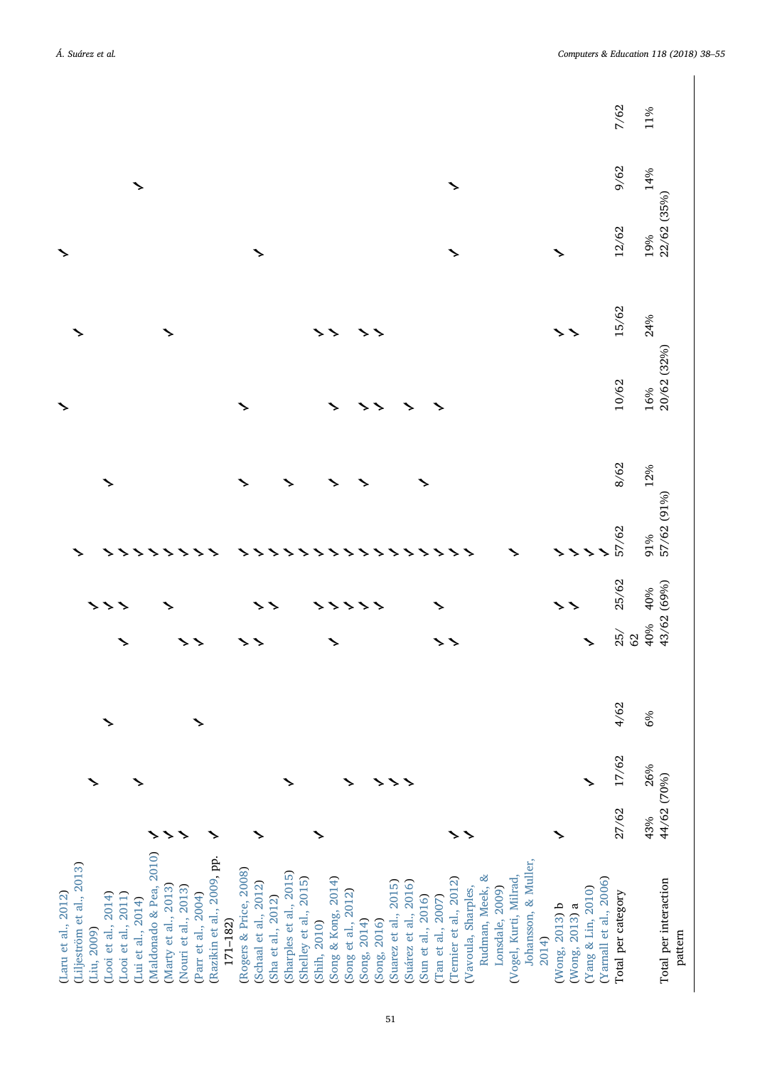| | | | | | | | | | | | | |
|---|---|---|---|---|---|---|---|---|---|---|---|---|
| (Laru et al., 2012) | | | | | | | | ✓ | | ✓ | | |
| (Liljeström et al., 2013) | | | | | | ✓ | | | ✓ | | | |
| (Liu, 2009) | | ✓ | | | | | | | | | | |
| (Looi et al., 2014) | | | ✓ | | ✓ | | ✓ | | | | | |
| (Looi et al., 2011) | | | | ✓ | ✓ | ✓ | | | | | | |
| (Lui et al., 2014) | | ✓ | | | ✓ | ✓ | | | | | ✓ | |
| (Maldonado & Pea, 2010) | ✓ | | | | | ✓ | | | | | | |
| (Marty et al., 2013) | ✓ | | | | ✓ | ✓ | | | ✓ | | | |
| (Nouri et al., 2013) | ✓ | | | ✓ | | ✓ | | | | | | |
| (Parr et al., 2004) | | | ✓ | ✓ | | ✓ | | | | | | |
| (Razikin et al., 2009, pp. 171–182) | ✓ | | | | | ✓ | | | | | | |
| (Rogers & Price, 2008) | | | | ✓ | | ✓ | ✓ | ✓ | | | | |
| (Schaal et al., 2012) | ✓ | | | ✓ | ✓ | ✓ | | | | ✓ | | |
| (Sha et al., 2012) | | | | | ✓ | ✓ | | | | | | |
| (Sharples et al., 2015) | | ✓ | | | | ✓ | ✓ | | | | | |
| (Shelley et al., 2015) | | | | | | ✓ | | | | | | |
| (Shih, 2010) | ✓ | | | | ✓ | ✓ | | | ✓ | | | |
| (Song & Kong, 2014) | | | | ✓ | ✓ | ✓ | ✓ | ✓ | ✓ | | | |
| (Song et al., 2012) | | ✓ | | | ✓ | ✓ | | | | | | |
| (Song, 2014) | | | | | ✓ | ✓ | ✓ | ✓ | ✓ | | | |
| (Song, 2016) | | ✓ | | | ✓ | ✓ | | ✓ | ✓ | | | |
| (Suarez et al., 2015) | | ✓ | | | | ✓ | | | | | | |
| (Suárez et al., 2016) | | ✓ | | | | ✓ | | ✓ | | | | |
| (Sun et al., 2016) | | | | | | ✓ | ✓ | | | | | |
| (Tan et al., 2007) | | | | ✓ | ✓ | ✓ | | ✓ | | | | |
| (Ternier et al., 2012) | ✓ | | | ✓ | | ✓ | | | | ✓ | ✓ | |
| (Vavoula, Sharples, Rudman, Meek, & Lonsdale, 2009) | ✓ | | | | | ✓ | | | | | | |
| (Vogel, Kurti, Milrad, Johansson, & Muller, 2014) | | | | | | ✓ | | | | | | |
| (Wong, 2013) b | ✓ | | | | ✓ | ✓ | | | ✓ | ✓ | | |
| (Wong, 2013) a | | | | | ✓ | ✓ | | | ✓ | | | |
| (Yang & Lin, 2010) | | ✓ | | ✓ | | ✓ | | | | | | |
| (Yarnall et al., 2006) | | | | | | ✓ | | | | | | |
| Total per category | 27/62 | 17/62 | 4/62 | 25/62 | 25/62 | 57/62 | 8/62 | 10/62 | 15/62 | 12/62 | 9/62 | 7/62 |
| | 43% | 26% | 6% | 40% | 40% | 91% | 12% | 16% | 24% | 19% | 14% | 11% |
| Total per interaction pattern | 44/62 (70%) | | | 43/62 (69%) | | 57/62 (91%) | 20/62 (32%) | | | 22/62 (35%) | | |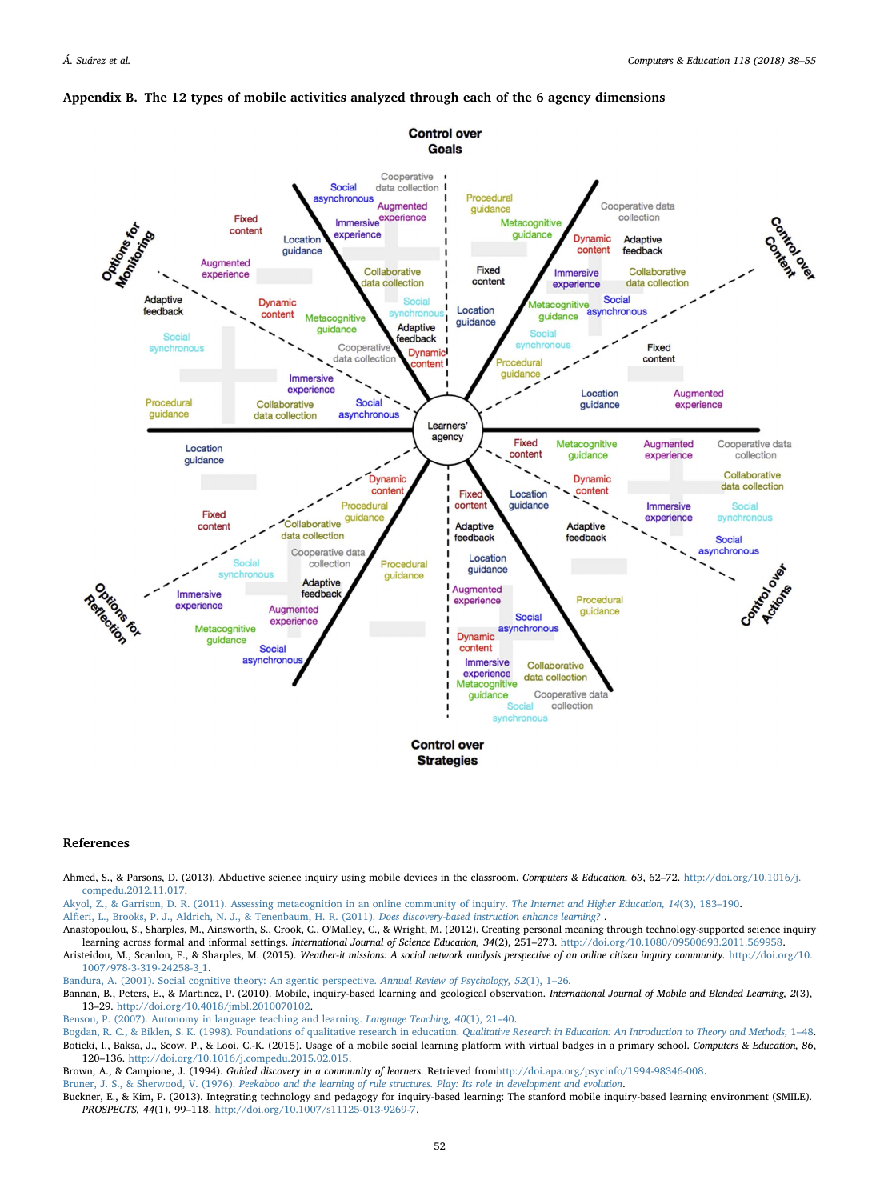## Appendix B. The 12 types of mobile activities analyzed through each of the 6 agency dimensions

## References

Ahmed, S., & Parsons, D. (2013). Abductive science inquiry using mobile devices in the classroom. *Computers & Education, 63*, 62–72. http://doi.org/10.1016/j.compedu.2012.11.017.

Akyol, Z., & Garrison, D. R. (2011). Assessing metacognition in an online community of inquiry. *The Internet and Higher Education, 14*(3), 183–190.

Alfieri, L., Brooks, P. J., Aldrich, N. J., & Tenenbaum, H. R. (2011). *Does discovery-based instruction enhance learning?* .

Anastopoulou, S., Sharples, M., Ainsworth, S., Crook, C., O'Malley, C., & Wright, M. (2012). Creating personal meaning through technology-supported science inquiry learning across formal and informal settings. *International Journal of Science Education, 34*(2), 251–273. http://doi.org/10.1080/09500693.2011.569958.

Aristeidou, M., Scanlon, E., & Sharples, M. (2015). *Weather-it missions: A social network analysis perspective of an online citizen inquiry community.* http://doi.org/10.1007/978-3-319-24258-3_1.

Bandura, A. (2001). Social cognitive theory: An agentic perspective. *Annual Review of Psychology, 52*(1), 1–26.

Bannan, B., Peters, E., & Martinez, P. (2010). Mobile, inquiry-based learning and geological observation. *International Journal of Mobile and Blended Learning, 2*(3), 13–29. http://doi.org/10.4018/jmbl.2010070102.

Benson, P. (2007). Autonomy in language teaching and learning. *Language Teaching, 40*(1), 21–40.

Bogdan, R. C., & Biklen, S. K. (1998). Foundations of qualitative research in education. *Qualitative Research in Education: An Introduction to Theory and Methods,* 1–48.

Boticki, I., Baksa, J., Seow, P., & Looi, C.-K. (2015). Usage of a mobile social learning platform with virtual badges in a primary school. *Computers & Education, 86*, 120–136. http://doi.org/10.1016/j.compedu.2015.02.015.

Brown, A., & Campione, J. (1994). *Guided discovery in a community of learners.* Retrieved fromhttp://doi.apa.org/psycinfo/1994-98346-008.

Bruner, J. S., & Sherwood, V. (1976). *Peekaboo and the learning of rule structures. Play: Its role in development and evolution.*

Buckner, E., & Kim, P. (2013). Integrating technology and pedagogy for inquiry-based learning: The stanford mobile inquiry-based learning environment (SMILE). *PROSPECTS, 44*(1), 99–118. http://doi.org/10.1007/s11125-013-9269-7.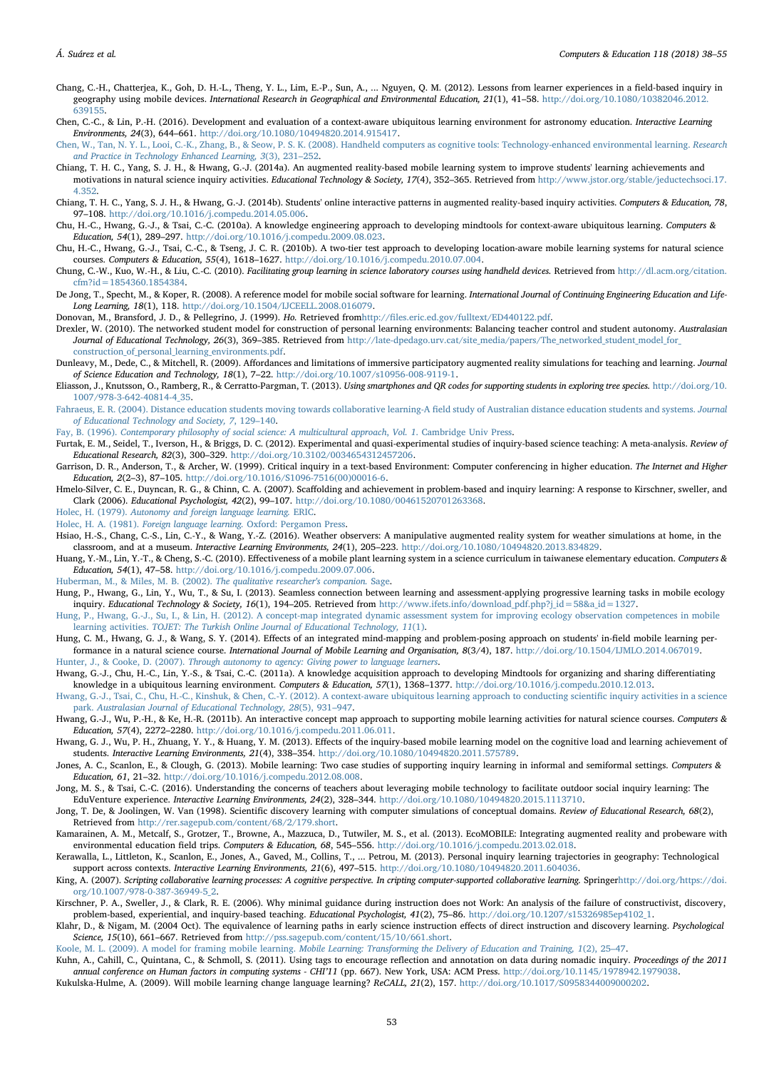Chang, C.-H., Chatterjea, K., Goh, D. H.-L., Theng, Y. L., Lim, E.-P., Sun, A., ... Nguyen, Q. M. (2012). Lessons from learner experiences in a field-based inquiry in geography using mobile devices. *International Research in Geographical and Environmental Education, 21*(1), 41–58. http://doi.org/10.1080/10382046.2012.639155.

Chen, C.-C., & Lin, P.-H. (2016). Development and evaluation of a context-aware ubiquitous learning environment for astronomy education. *Interactive Learning Environments, 24*(3), 644–661. http://doi.org/10.1080/10494820.2014.915417.

Chen, W., Tan, N. Y. L., Looi, C.-K., Zhang, B., & Seow, P. S. K. (2008). Handheld computers as cognitive tools: Technology-enhanced environmental learning. *Research and Practice in Technology Enhanced Learning, 3*(3), 231–252.

Chiang, T. H. C., Yang, S. J. H., & Hwang, G.-J. (2014a). An augmented reality-based mobile learning system to improve students' learning achievements and motivations in natural science inquiry activities. *Educational Technology & Society, 17*(4), 352–365. Retrieved from http://www.jstor.org/stable/jeductechsoci.17.4.352.

Chiang, T. H. C., Yang, S. J. H., & Hwang, G.-J. (2014b). Students' online interactive patterns in augmented reality-based inquiry activities. *Computers & Education, 78*, 97–108. http://doi.org/10.1016/j.compedu.2014.05.006.

Chu, H.-C., Hwang, G.-J., & Tsai, C.-C. (2010a). A knowledge engineering approach to developing mindtools for context-aware ubiquitous learning. *Computers & Education, 54*(1), 289–297. http://doi.org/10.1016/j.compedu.2009.08.023.

Chu, H.-C., Hwang, G.-J., Tsai, C.-C., & Tseng, J. C. R. (2010b). A two-tier test approach to developing location-aware mobile learning systems for natural science courses. *Computers & Education, 55*(4), 1618–1627. http://doi.org/10.1016/j.compedu.2010.07.004.

Chung, C.-W., Kuo, W.-H., & Liu, C.-C. (2010). *Facilitating group learning in science laboratory courses using handheld devices.* Retrieved from http://dl.acm.org/citation.cfm?id=1854360.1854384.

De Jong, T., Specht, M., & Koper, R. (2008). A reference model for mobile social software for learning. *International Journal of Continuing Engineering Education and Life-Long Learning, 18*(1), 118. http://doi.org/10.1504/IJCEELL.2008.016079.

Donovan, M., Bransford, J. D., & Pellegrino, J. (1999). *Ho.* Retrieved fromhttp://files.eric.ed.gov/fulltext/ED440122.pdf.

Drexler, W. (2010). The networked student model for construction of personal learning environments: Balancing teacher control and student autonomy. *Australasian Journal of Educational Technology, 26*(3), 369–385. Retrieved from http://late-dpedago.urv.cat/site_media/papers/The_networked_student_model_for_construction_of_personal_learning_environments.pdf.

Dunleavy, M., Dede, C., & Mitchell, R. (2009). Affordances and limitations of immersive participatory augmented reality simulations for teaching and learning. *Journal of Science Education and Technology, 18*(1), 7–22. http://doi.org/10.1007/s10956-008-9119-1.

Eliasson, J., Knutsson, O., Ramberg, R., & Cerratto-Pargman, T. (2013). *Using smartphones and QR codes for supporting students in exploring tree species.* http://doi.org/10.1007/978-3-642-40814-4_35.

Fahraeus, E. R. (2004). Distance education students moving towards collaborative learning-A field study of Australian distance education students and systems. *Journal of Educational Technology and Society, 7*, 129–140.

Fay, B. (1996). *Contemporary philosophy of social science: A multicultural approach, Vol. 1.* Cambridge Univ Press.

Furtak, E. M., Seidel, T., Iverson, H., & Briggs, D. C. (2012). Experimental and quasi-experimental studies of inquiry-based science teaching: A meta-analysis. *Review of Educational Research, 82*(3), 300–329. http://doi.org/10.3102/0034654312457206.

Garrison, D. R., Anderson, T., & Archer, W. (1999). Critical inquiry in a text-based Environment: Computer conferencing in higher education. *The Internet and Higher Education, 2*(2–3), 87–105. http://doi.org/10.1016/S1096-7516(00)00016-6.

Hmelo-Silver, C. E., Duyncan, R. G., & Chinn, C. A. (2007). Scaffolding and achievement in problem-based and inquiry learning: A response to Kirschner, sweller, and Clark (2006). *Educational Psychologist, 42*(2), 99–107. http://doi.org/10.1080/00461520701263368.

Holec, H. (1979). *Autonomy and foreign language learning.* ERIC.

Holec, H. A. (1981). *Foreign language learning.* Oxford: Pergamon Press.

Hsiao, H.-S., Chang, C.-S., Lin, C.-Y., & Wang, Y.-Z. (2016). Weather observers: A manipulative augmented reality system for weather simulations at home, in the classroom, and at a museum. *Interactive Learning Environments, 24*(1), 205–223. http://doi.org/10.1080/10494820.2013.834829.

Huang, Y.-M., Lin, Y.-T., & Cheng, S.-C. (2010). Effectiveness of a mobile plant learning system in a science curriculum in taiwanese elementary education. *Computers & Education, 54*(1), 47–58. http://doi.org/10.1016/j.compedu.2009.07.006.

Huberman, M., & Miles, M. B. (2002). *The qualitative researcher's companion.* Sage.

Hung, P., Hwang, G., Lin, Y., Wu, T., & Su, I. (2013). Seamless connection between learning and assessment-applying progressive learning tasks in mobile ecology inquiry. *Educational Technology & Society, 16*(1), 194–205. Retrieved from http://www.ifets.info/download_pdf.php?j_id=58&a_id=1327.

Hung, P., Hwang, G.-J., Su, I., & Lin, H. (2012). A concept-map integrated dynamic assessment system for improving ecology observation competences in mobile learning activities. *TOJET: The Turkish Online Journal of Educational Technology, 11*(1).

Hung, C. M., Hwang, G. J., & Wang, S. Y. (2014). Effects of an integrated mind-mapping and problem-posing approach on students' in-field mobile learning performance in a natural science course. *International Journal of Mobile Learning and Organisation, 8*(3/4), 187. http://doi.org/10.1504/IJMLO.2014.067019.

Hunter, J., & Cooke, D. (2007). *Through autonomy to agency: Giving power to language learners.*

Hwang, G.-J., Chu, H.-C., Lin, Y.-S., & Tsai, C.-C. (2011a). A knowledge acquisition approach to developing Mindtools for organizing and sharing differentiating knowledge in a ubiquitous learning environment. *Computers & Education, 57*(1), 1368–1377. http://doi.org/10.1016/j.compedu.2010.12.013.

Hwang, G.-J., Tsai, C., Chu, H.-C., Kinshuk, & Chen, C.-Y. (2012). A context-aware ubiquitous learning approach to conducting scientific inquiry activities in a science park. *Australasian Journal of Educational Technology, 28*(5), 931–947.

Hwang, G.-J., Wu, P.-H., & Ke, H.-R. (2011b). An interactive concept map approach to supporting mobile learning activities for natural science courses. *Computers & Education, 57*(4), 2272–2280. http://doi.org/10.1016/j.compedu.2011.06.011.

Hwang, G. J., Wu, P. H., Zhuang, Y. Y., & Huang, Y. M. (2013). Effects of the inquiry-based mobile learning model on the cognitive load and learning achievement of students. *Interactive Learning Environments, 21*(4), 338–354. http://doi.org/10.1080/10494820.2011.575789.

Jones, A. C., Scanlon, E., & Clough, G. (2013). Mobile learning: Two case studies of supporting inquiry learning in informal and semiformal settings. *Computers & Education, 61*, 21–32. http://doi.org/10.1016/j.compedu.2012.08.008.

Jong, M. S., & Tsai, C.-C. (2016). Understanding the concerns of teachers about leveraging mobile technology to facilitate outdoor social inquiry learning: The EduVenture experience. *Interactive Learning Environments, 24*(2), 328–344. http://doi.org/10.1080/10494820.2015.1113710.

Jong, T. De, & Joolingen, W. Van (1998). Scientific discovery learning with computer simulations of conceptual domains. *Review of Educational Research, 68*(2), Retrieved from http://rer.sagepub.com/content/68/2/179.short.

Kamarainen, A. M., Metcalf, S., Grotzer, T., Browne, A., Mazzuca, D., Tutwiler, M. S., et al. (2013). EcoMOBILE: Integrating augmented reality and probeware with environmental education field trips. *Computers & Education, 68*, 545–556. http://doi.org/10.1016/j.compedu.2013.02.018.

Kerawalla, L., Littleton, K., Scanlon, E., Jones, A., Gaved, M., Collins, T., ... Petrou, M. (2013). Personal inquiry learning trajectories in geography: Technological support across contexts. *Interactive Learning Environments, 21*(6), 497–515. http://doi.org/10.1080/10494820.2011.604036.

King, A. (2007). *Scripting collaborative learning processes: A cognitive perspective. In cripting computer-supported collaborative learning.* Springerhttp://doi.org/https://doi.org/10.1007/978-0-387-36949-5_2.

Kirschner, P. A., Sweller, J., & Clark, R. E. (2006). Why minimal guidance during instruction does not Work: An analysis of the failure of constructivist, discovery, problem-based, experiential, and inquiry-based teaching. *Educational Psychologist, 41*(2), 75–86. http://doi.org/10.1207/s15326985ep4102_1.

Klahr, D., & Nigam, M. (2004 Oct). The equivalence of learning paths in early science instruction effects of direct instruction and discovery learning. *Psychological Science, 15*(10), 661–667. Retrieved from http://pss.sagepub.com/content/15/10/661.short.

Koole, M. L. (2009). A model for framing mobile learning. *Mobile Learning: Transforming the Delivery of Education and Training, 1*(2), 25–47.

Kuhn, A., Cahill, C., Quintana, C., & Schmoll, S. (2011). Using tags to encourage reflection and annotation on data during nomadic inquiry. *Proceedings of the 2011 annual conference on Human factors in computing systems - CHI'11* (pp. 667). New York, USA: ACM Press. http://doi.org/10.1145/1978942.1979038.

Kukulska-Hulme, A. (2009). Will mobile learning change language learning? *ReCALL, 21*(2), 157. http://doi.org/10.1017/S0958344009000202.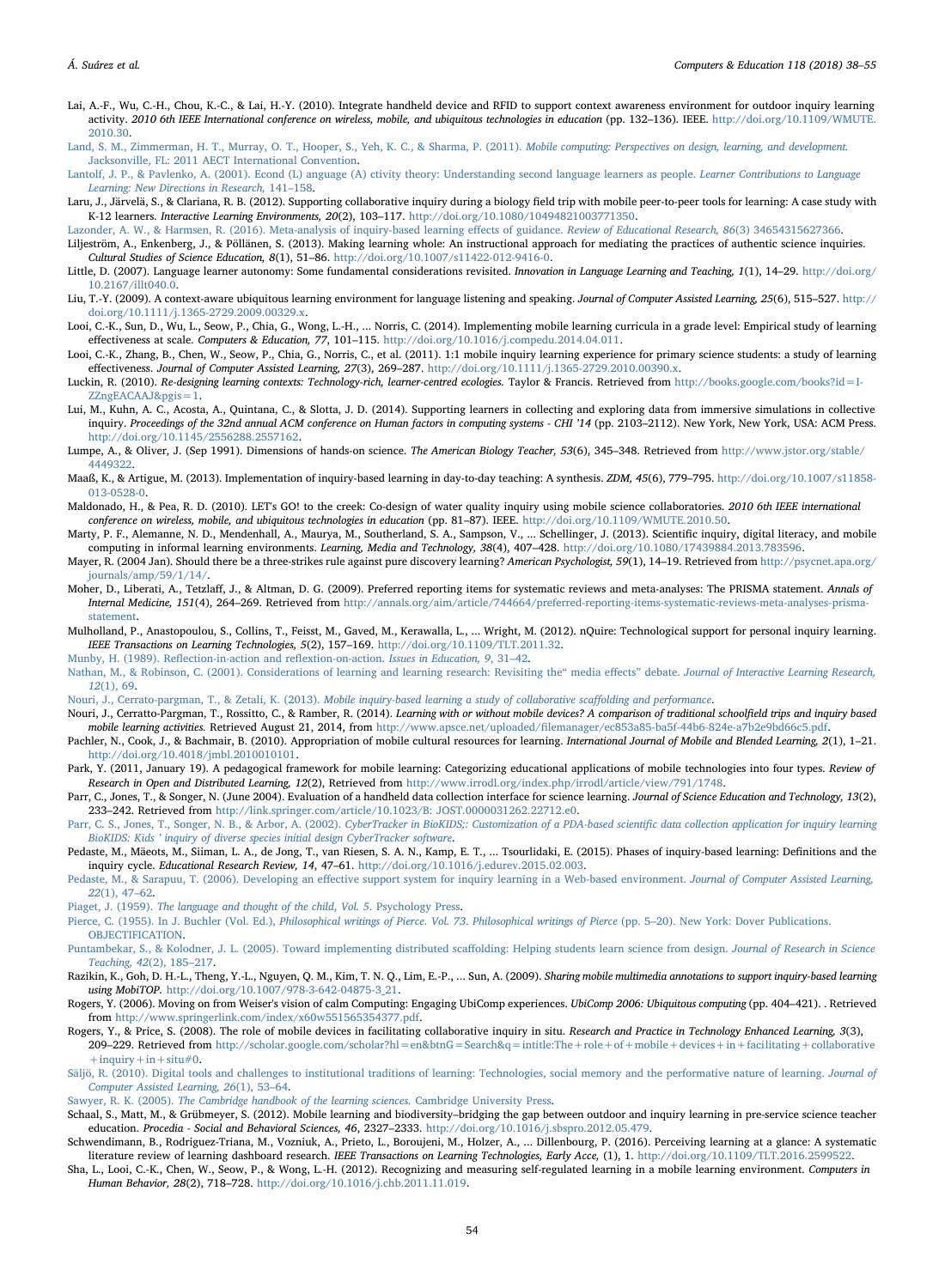Lai, A.-F., Wu, C.-H., Chou, K.-C., & Lai, H.-Y. (2010). Integrate handheld device and RFID to support context awareness environment for outdoor inquiry learning activity. *2010 6th IEEE International conference on wireless, mobile, and ubiquitous technologies in education* (pp. 132–136). IEEE. http://doi.org/10.1109/WMUTE.2010.30.

Land, S. M., Zimmerman, H. T., Murray, O. T., Hooper, S., Yeh, K. C., & Sharma, P. (2011). *Mobile computing: Perspectives on design, learning, and development.* Jacksonville, FL: 2011 AECT International Convention.

Lantolf, J. P., & Pavlenko, A. (2001). Econd (L) anguage (A) ctivity theory: Understanding second language learners as people. *Learner Contributions to Language Learning: New Directions in Research,* 141–158.

Laru, J., Järvelä, S., & Clariana, R. B. (2012). Supporting collaborative inquiry during a biology field trip with mobile peer-to-peer tools for learning: A case study with K-12 learners. *Interactive Learning Environments, 20*(2), 103–117. http://doi.org/10.1080/10494821003771350.

Lazonder, A. W., & Harmsen, R. (2016). Meta-analysis of inquiry-based learning effects of guidance. *Review of Educational Research, 86*(3) 34654315627366.

Liljeström, A., Enkenberg, J., & Pöllänen, S. (2013). Making learning whole: An instructional approach for mediating the practices of authentic science inquiries. *Cultural Studies of Science Education, 8*(1), 51–86. http://doi.org/10.1007/s11422-012-9416-0.

Little, D. (2007). Language learner autonomy: Some fundamental considerations revisited. *Innovation in Language Learning and Teaching, 1*(1), 14–29. http://doi.org/10.2167/illt040.0.

Liu, T.-Y. (2009). A context-aware ubiquitous learning environment for language listening and speaking. *Journal of Computer Assisted Learning, 25*(6), 515–527. http://doi.org/10.1111/j.1365-2729.2009.00329.x.

Looi, C.-K., Sun, D., Wu, L., Seow, P., Chia, G., Wong, L.-H., … Norris, C. (2014). Implementing mobile learning curricula in a grade level: Empirical study of learning effectiveness at scale. *Computers & Education, 77*, 101–115. http://doi.org/10.1016/j.compedu.2014.04.011.

Looi, C.-K., Zhang, B., Chen, W., Seow, P., Chia, G., Norris, C., et al. (2011). 1:1 mobile inquiry learning experience for primary science students: a study of learning effectiveness. *Journal of Computer Assisted Learning, 27*(3), 269–287. http://doi.org/10.1111/j.1365-2729.2010.00390.x.

Luckin, R. (2010). *Re-designing learning contexts: Technology-rich, learner-centred ecologies.* Taylor & Francis. Retrieved from http://books.google.com/books?id=I-ZZngEACAAJ&pgis=1.

Lui, M., Kuhn, A. C., Acosta, A., Quintana, C., & Slotta, J. D. (2014). Supporting learners in collecting and exploring data from immersive simulations in collective inquiry. *Proceedings of the 32nd annual ACM conference on Human factors in computing systems - CHI '14* (pp. 2103–2112). New York, New York, USA: ACM Press. http://doi.org/10.1145/2556288.2557162.

Lumpe, A., & Oliver, J. (Sep 1991). Dimensions of hands-on science. *The American Biology Teacher, 53*(6), 345–348. Retrieved from http://www.jstor.org/stable/4449322.

Maaß, K., & Artigue, M. (2013). Implementation of inquiry-based learning in day-to-day teaching: A synthesis. *ZDM, 45*(6), 779–795. http://doi.org/10.1007/s11858-013-0528-0.

Maldonado, H., & Pea, R. D. (2010). LET's GO! to the creek: Co-design of water quality inquiry using mobile science collaboratories. *2010 6th IEEE international conference on wireless, mobile, and ubiquitous technologies in education* (pp. 81–87). IEEE. http://doi.org/10.1109/WMUTE.2010.50.

Marty, P. F., Alemanne, N. D., Mendenhall, A., Maurya, M., Southerland, S. A., Sampson, V., … Schellinger, J. (2013). Scientific inquiry, digital literacy, and mobile computing in informal learning environments. *Learning, Media and Technology, 38*(4), 407–428. http://doi.org/10.1080/17439884.2013.783596.

Mayer, R. (2004 Jan). Should there be a three-strikes rule against pure discovery learning? *American Psychologist, 59*(1), 14–19. Retrieved from http://psycnet.apa.org/journals/amp/59/1/14/.

Moher, D., Liberati, A., Tetzlaff, J., & Altman, D. G. (2009). Preferred reporting items for systematic reviews and meta-analyses: The PRISMA statement. *Annals of Internal Medicine, 151*(4), 264–269. Retrieved from http://annals.org/aim/article/744664/preferred-reporting-items-systematic-reviews-meta-analyses-prisma-statement.

Mulholland, P., Anastopoulou, S., Collins, T., Feisst, M., Gaved, M., Kerawalla, L., … Wright, M. (2012). nQuire: Technological support for personal inquiry learning. *IEEE Transactions on Learning Technologies, 5*(2), 157–169. http://doi.org/10.1109/TLT.2011.32.

Munby, H. (1989). Reflection-in-action and reflection-on-action. *Issues in Education, 9*, 31–42.

Nathan, M., & Robinson, C. (2001). Considerations of learning and learning research: Revisiting the" media effects" debate. *Journal of Interactive Learning Research, 12*(1), 69.

Nouri, J., Cerrato-pargman, T., & Zetali, K. (2013). *Mobile inquiry-based learning a study of collaborative scaffolding and performance*.

Nouri, J., Cerratto-Pargman, T., Rossitto, C., & Ramber, R. (2014). *Learning with or without mobile devices? A comparison of traditional schoolfield trips and inquiry based mobile learning activities.* Retrieved August 21, 2014, from http://www.apsce.net/uploaded/filemanager/ec853a85-ba5f-44b6-824e-a7b2e9bd66c5.pdf.

Pachler, N., Cook, J., & Bachmair, B. (2010). Appropriation of mobile cultural resources for learning. *International Journal of Mobile and Blended Learning, 2*(1), 1–21. http://doi.org/10.4018/jmbl.2010010101.

Park, Y. (2011, January 19). A pedagogical framework for mobile learning: Categorizing educational applications of mobile technologies into four types. *Review of Research in Open and Distributed Learning, 12*(2), Retrieved from http://www.irrodl.org/index.php/irrodl/article/view/791/1748.

Parr, C., Jones, T., & Songer, N. (June 2004). Evaluation of a handheld data collection interface for science learning. *Journal of Science Education and Technology, 13*(2), 233–242. Retrieved from http://link.springer.com/article/10.1023/B: JOST.0000031262.22712.e0.

Parr, C. S., Jones, T., Songer, N. B., & Arbor, A. (2002). *CyberTracker in BioKIDS;: Customization of a PDA-based scientific data collection application for inquiry learning BioKIDS: Kids ' inquiry of diverse species initial design CyberTracker software*.

Pedaste, M., Mäeots, M., Siiman, L. A., de Jong, T., van Riesen, S. A. N., Kamp, E. T., … Tsourlidaki, E. (2015). Phases of inquiry-based learning: Definitions and the inquiry cycle. *Educational Research Review, 14*, 47–61. http://doi.org/10.1016/j.edurev.2015.02.003.

Pedaste, M., & Sarapuu, T. (2006). Developing an effective support system for inquiry learning in a Web-based environment. *Journal of Computer Assisted Learning, 22*(1), 47–62.

Piaget, J. (1959). *The language and thought of the child, Vol. 5.* Psychology Press.

Pierce, C. (1955). In J. Buchler (Vol. Ed.), *Philosophical writings of Pierce. Vol. 73. Philosophical writings of Pierce* (pp. 5–20). New York: Dover Publications. OBJECTIFICATION.

Puntambekar, S., & Kolodner, J. L. (2005). Toward implementing distributed scaffolding: Helping students learn science from design. *Journal of Research in Science Teaching, 42*(2), 185–217.

Razikin, K., Goh, D. H.-L., Theng, Y.-L., Nguyen, Q. M., Kim, T. N. Q., Lim, E.-P., … Sun, A. (2009). *Sharing mobile multimedia annotations to support inquiry-based learning using MobiTOP.* http://doi.org/10.1007/978-3-642-04875-3_21.

Rogers, Y. (2006). Moving on from Weiser's vision of calm Computing: Engaging UbiComp experiences. *UbiComp 2006: Ubiquitous computing* (pp. 404–421). . Retrieved from http://www.springerlink.com/index/x60w551565354377.pdf.

Rogers, Y., & Price, S. (2008). The role of mobile devices in facilitating collaborative inquiry in situ. *Research and Practice in Technology Enhanced Learning, 3*(3), 209–229. Retrieved from http://scholar.google.com/scholar?hl=en&btnG=Search&q=intitle:The+role+of+mobile+devices+in+facilitating+collaborative+inquiry+in+situ#0.

Säljö, R. (2010). Digital tools and challenges to institutional traditions of learning: Technologies, social memory and the performative nature of learning. *Journal of Computer Assisted Learning, 26*(1), 53–64.

Sawyer, R. K. (2005). *The Cambridge handbook of the learning sciences.* Cambridge University Press.

Schaal, S., Matt, M., & Grübmeyer, S. (2012). Mobile learning and biodiversity–bridging the gap between outdoor and inquiry learning in pre-service science teacher education. *Procedia - Social and Behavioral Sciences, 46*, 2327–2333. http://doi.org/10.1016/j.sbspro.2012.05.479.

Schwendimann, B., Rodriguez-Triana, M., Vozniuk, A., Prieto, L., Boroujeni, M., Holzer, A., … Dillenbourg, P. (2016). Perceiving learning at a glance: A systematic literature review of learning dashboard research. *IEEE Transactions on Learning Technologies, Early Acce,* (1), 1. http://doi.org/10.1109/TLT.2016.2599522.

Sha, L., Looi, C.-K., Chen, W., Seow, P., & Wong, L.-H. (2012). Recognizing and measuring self-regulated learning in a mobile learning environment. *Computers in Human Behavior, 28*(2), 718–728. http://doi.org/10.1016/j.chb.2011.11.019.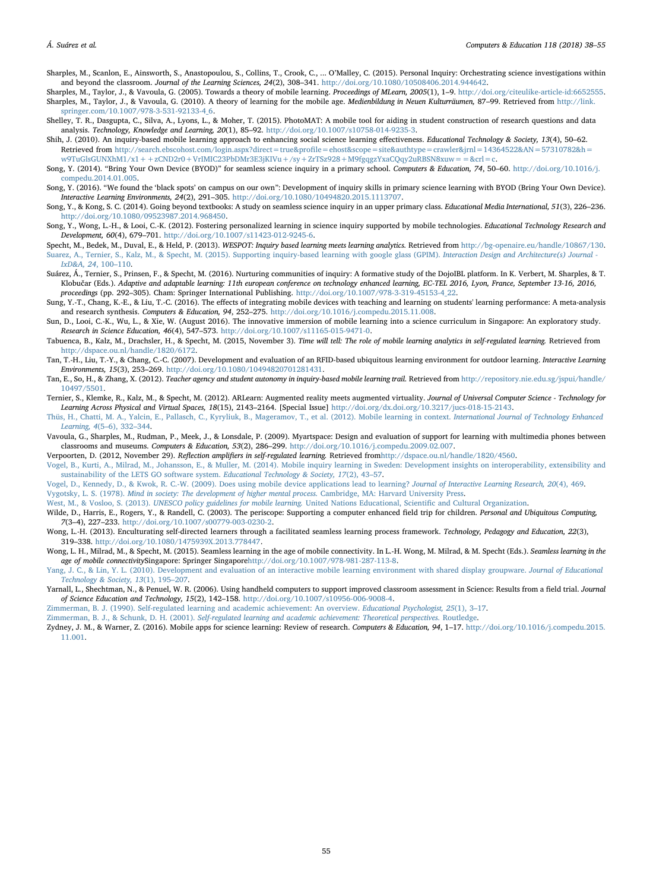Sharples, M., Scanlon, E., Ainsworth, S., Anastopoulou, S., Collins, T., Crook, C., ... O'Malley, C. (2015). Personal Inquiry: Orchestrating science investigations within and beyond the classroom. *Journal of the Learning Sciences, 24*(2), 308–341. http://doi.org/10.1080/10508406.2014.944642.

Sharples, M., Taylor, J., & Vavoula, G. (2005). Towards a theory of mobile learning. *Proceedings of MLearn, 2005*(1), 1–9. http://doi.org/citeulike-article-id:6652555.

Sharples, M., Taylor, J., & Vavoula, G. (2010). A theory of learning for the mobile age. *Medienbildung in Neuen Kulturräumen,* 87–99. Retrieved from http://link.springer.com/10.1007/978-3-531-92133-4_6.

Shelley, T. R., Dasgupta, C., Silva, A., Lyons, L., & Moher, T. (2015). PhotoMAT: A mobile tool for aiding in student construction of research questions and data analysis. *Technology, Knowledge and Learning, 20*(1), 85–92. http://doi.org/10.1007/s10758-014-9235-3.

Shih, J. (2010). An inquiry-based mobile learning approach to enhancing social science learning effectiveness. *Educational Technology & Society, 13*(4), 50–62. Retrieved from http://search.ebscohost.com/login.aspx?direct=true&profile=ehost&scope=site&authtype=crawler&jrnl=14364522&AN=57310782&h=w9TuGlsGUNXhM1/x1++zCND2r0+VrIMIC23PbDMr3E3jKIVu+/sy+ZrTSz928+M9fgqgzYxaCQqy2uRBSN8xuw==&crl=c.

Song, Y. (2014). "Bring Your Own Device (BYOD)" for seamless science inquiry in a primary school. *Computers & Education, 74*, 50–60. http://doi.org/10.1016/j.compedu.2014.01.005.

Song, Y. (2016). "We found the 'black spots' on campus on our own": Development of inquiry skills in primary science learning with BYOD (Bring Your Own Device). *Interactive Learning Environments, 24*(2), 291–305. http://doi.org/10.1080/10494820.2015.1113707.

Song, Y., & Kong, S. C. (2014). Going beyond textbooks: A study on seamless science inquiry in an upper primary class. *Educational Media International, 51*(3), 226–236. http://doi.org/10.1080/09523987.2014.968450.

Song, Y., Wong, L.-H., & Looi, C.-K. (2012). Fostering personalized learning in science inquiry supported by mobile technologies. *Educational Technology Research and Development, 60*(4), 679–701. http://doi.org/10.1007/s11423-012-9245-6.

Specht, M., Bedek, M., Duval, E., & Held, P. (2013). *WESPOT: Inquiry based learning meets learning analytics.* Retrieved from http://bg-openaire.eu/handle/10867/130.

Suarez, A., Ternier, S., Kalz, M., & Specht, M. (2015). Supporting inquiry-based learning with google glass (GPIM). *Interaction Design and Architecture(s) Journal - IxD&A, 24*, 100–110.

Suárez, Á., Ternier, S., Prinsen, F., & Specht, M. (2016). Nurturing communities of inquiry: A formative study of the DojoIBL platform. In K. Verbert, M. Sharples, & T. Klobučar (Eds.). *Adaptive and adaptable learning: 11th european conference on technology enhanced learning, EC-TEL 2016, Lyon, France, September 13-16, 2016, proceedings* (pp. 292–305). Cham: Springer International Publishing. http://doi.org/10.1007/978-3-319-45153-4_22.

Sung, Y.-T., Chang, K.-E., & Liu, T.-C. (2016). The effects of integrating mobile devices with teaching and learning on students' learning performance: A meta-analysis and research synthesis. *Computers & Education, 94*, 252–275. http://doi.org/10.1016/j.compedu.2015.11.008.

Sun, D., Looi, C.-K., Wu, L., & Xie, W. (August 2016). The innovative immersion of mobile learning into a science curriculum in Singapore: An exploratory study. *Research in Science Education, 46*(4), 547–573. http://doi.org/10.1007/s11165-015-9471-0.

Tabuenca, B., Kalz, M., Drachsler, H., & Specht, M. (2015, November 3). *Time will tell: The role of mobile learning analytics in self-regulated learning.* Retrieved from http://dspace.ou.nl/handle/1820/6172.

Tan, T.-H., Liu, T.-Y., & Chang, C.-C. (2007). Development and evaluation of an RFID-based ubiquitous learning environment for outdoor learning. *Interactive Learning Environments, 15*(3), 253–269. http://doi.org/10.1080/10494820701281431.

Tan, E., So, H., & Zhang, X. (2012). *Teacher agency and student autonomy in inquiry-based mobile learning trail.* Retrieved from http://repository.nie.edu.sg/jspui/handle/10497/5501.

Ternier, S., Klemke, R., Kalz, M., & Specht, M. (2012). ARLearn: Augmented reality meets augmented virtuality. *Journal of Universal Computer Science - Technology for Learning Across Physical and Virtual Spaces, 18*(15), 2143–2164. [Special Issue] http://doi.org/dx.doi.org/10.3217/jucs-018-15-2143.

Thüs, H., Chatti, M. A., Yalcin, E., Pallasch, C., Kyryliuk, B., Mageramov, T., et al. (2012). Mobile learning in context. *International Journal of Technology Enhanced Learning, 4*(5–6), 332–344.

Vavoula, G., Sharples, M., Rudman, P., Meek, J., & Lonsdale, P. (2009). Myartspace: Design and evaluation of support for learning with multimedia phones between classrooms and museums. *Computers & Education, 53*(2), 286–299. http://doi.org/10.1016/j.compedu.2009.02.007.

Verpoorten, D. (2012, November 29). *Reflection amplifiers in self-regulated learning.* Retrieved fromhttp://dspace.ou.nl/handle/1820/4560.

Vogel, B., Kurti, A., Milrad, M., Johansson, E., & Muller, M. (2014). Mobile inquiry learning in Sweden: Development insights on interoperability, extensibility and sustainability of the LETS GO software system. *Educational Technology & Society, 17*(2), 43–57.

Vogel, D., Kennedy, D., & Kwok, R. C.-W. (2009). Does using mobile device applications lead to learning? *Journal of Interactive Learning Research, 20*(4), 469.

Vygotsky, L. S. (1978). *Mind in society: The development of higher mental process.* Cambridge, MA: Harvard University Press.

West, M., & Vosloo, S. (2013). *UNESCO policy guidelines for mobile learning.* United Nations Educational, Scientific and Cultural Organization.

Wilde, D., Harris, E., Rogers, Y., & Randell, C. (2003). The periscope: Supporting a computer enhanced field trip for children. *Personal and Ubiquitous Computing, 7*(3–4), 227–233. http://doi.org/10.1007/s00779-003-0230-2.

Wong, L.-H. (2013). Enculturating self-directed learners through a facilitated seamless learning process framework. *Technology, Pedagogy and Education, 22*(3), 319–338. http://doi.org/10.1080/1475939X.2013.778447.

Wong, L. H., Milrad, M., & Specht, M. (2015). Seamless learning in the age of mobile connectivity. In L.-H. Wong, M. Milrad, & M. Specht (Eds.). *Seamless learning in the age of mobile connectivity*Singapore: Springer Singaporehttp://doi.org/10.1007/978-981-287-113-8.

Yang, J. C., & Lin, Y. L. (2010). Development and evaluation of an interactive mobile learning environment with shared display groupware. *Journal of Educational Technology & Society, 13*(1), 195–207.

Yarnall, L., Shechtman, N., & Penuel, W. R. (2006). Using handheld computers to support improved classroom assessment in Science: Results from a field trial. *Journal of Science Education and Technology, 15*(2), 142–158. http://doi.org/10.1007/s10956-006-9008-4.

Zimmerman, B. J. (1990). Self-regulated learning and academic achievement: An overview. *Educational Psychologist, 25*(1), 3–17.

Zimmerman, B. J., & Schunk, D. H. (2001). *Self-regulated learning and academic achievement: Theoretical perspectives.* Routledge.

Zydney, J. M., & Warner, Z. (2016). Mobile apps for science learning: Review of research. *Computers & Education, 94*, 1–17. http://doi.org/10.1016/j.compedu.2015.11.001.